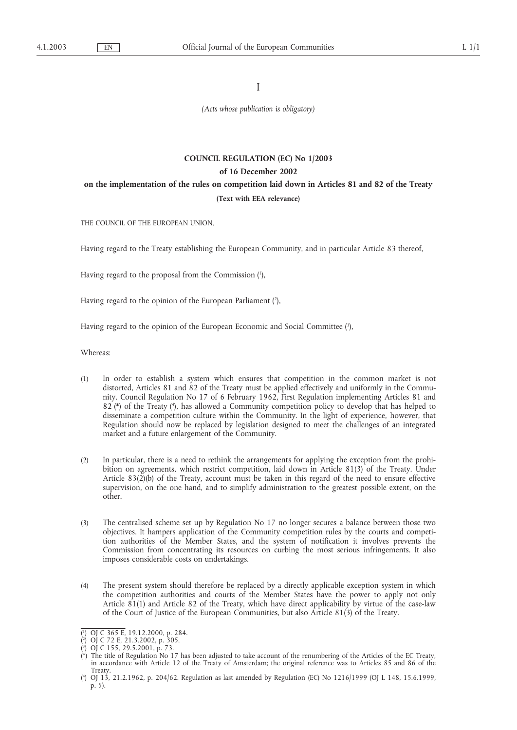I

*(Acts whose publication is obligatory)*

# COUNCIL REGULATION (EC) No 1/2003

## of 16 December 2002

## on the implementation of the rules on competition laid down in Articles 81 and 82 of the Treaty

**(Text with EEA relevance)**

THE COUNCIL OF THE EUROPEAN UNION,

Having regard to the Treaty establishing the European Community, and in particular Article 83 thereof,

Having regard to the proposal from the Commission [1],

Having regard to the opinion of the European Parliament [2],

Having regard to the opinion of the European Economic and Social Committee [3],

Whereas:

(1) In order to establish a system which ensures that competition in the common market is not distorted, Articles 81 and 82 of the Treaty must be applied effectively and uniformly in the Community. Council Regulation No 17 of 6 February 1962, First Regulation implementing Articles 81 and 82 (*) of the Treaty [4], has allowed a Community competition policy to develop that has helped to disseminate a competition culture within the Community. In the light of experience, however, that Regulation should now be replaced by legislation designed to meet the challenges of an integrated market and a future enlargement of the Community.

(2) In particular, there is a need to rethink the arrangements for applying the exception from the prohibition on agreements, which restrict competition, laid down in Article 81(3) of the Treaty. Under Article 83(2)(b) of the Treaty, account must be taken in this regard of the need to ensure effective supervision, on the one hand, and to simplify administration to the greatest possible extent, on the other.

(3) The centralised scheme set up by Regulation No 17 no longer secures a balance between those two objectives. It hampers application of the Community competition rules by the courts and competition authorities of the Member States, and the system of notification it involves prevents the Commission from concentrating its resources on curbing the most serious infringements. It also imposes considerable costs on undertakings.

(4) The present system should therefore be replaced by a directly applicable exception system in which the competition authorities and courts of the Member States have the power to apply not only Article 81(1) and Article 82 of the Treaty, which have direct applicability by virtue of the case-law of the Court of Justice of the European Communities, but also Article 81(3) of the Treaty.

---

[1] OJ C 365 E, 19.12.2000, p. 284.

[2] OJ C 72 E, 21.3.2002, p. 305.

[3] OJ C 155, 29.5.2001, p. 73.

(*) The title of Regulation No 17 has been adjusted to take account of the renumbering of the Articles of the EC Treaty, in accordance with Article 12 of the Treaty of Amsterdam; the original reference was to Articles 85 and 86 of the Treaty.

[4] OJ 13, 21.2.1962, p. 204/62. Regulation as last amended by Regulation (EC) No 1216/1999 (OJ L 148, 15.6.1999, p. 5).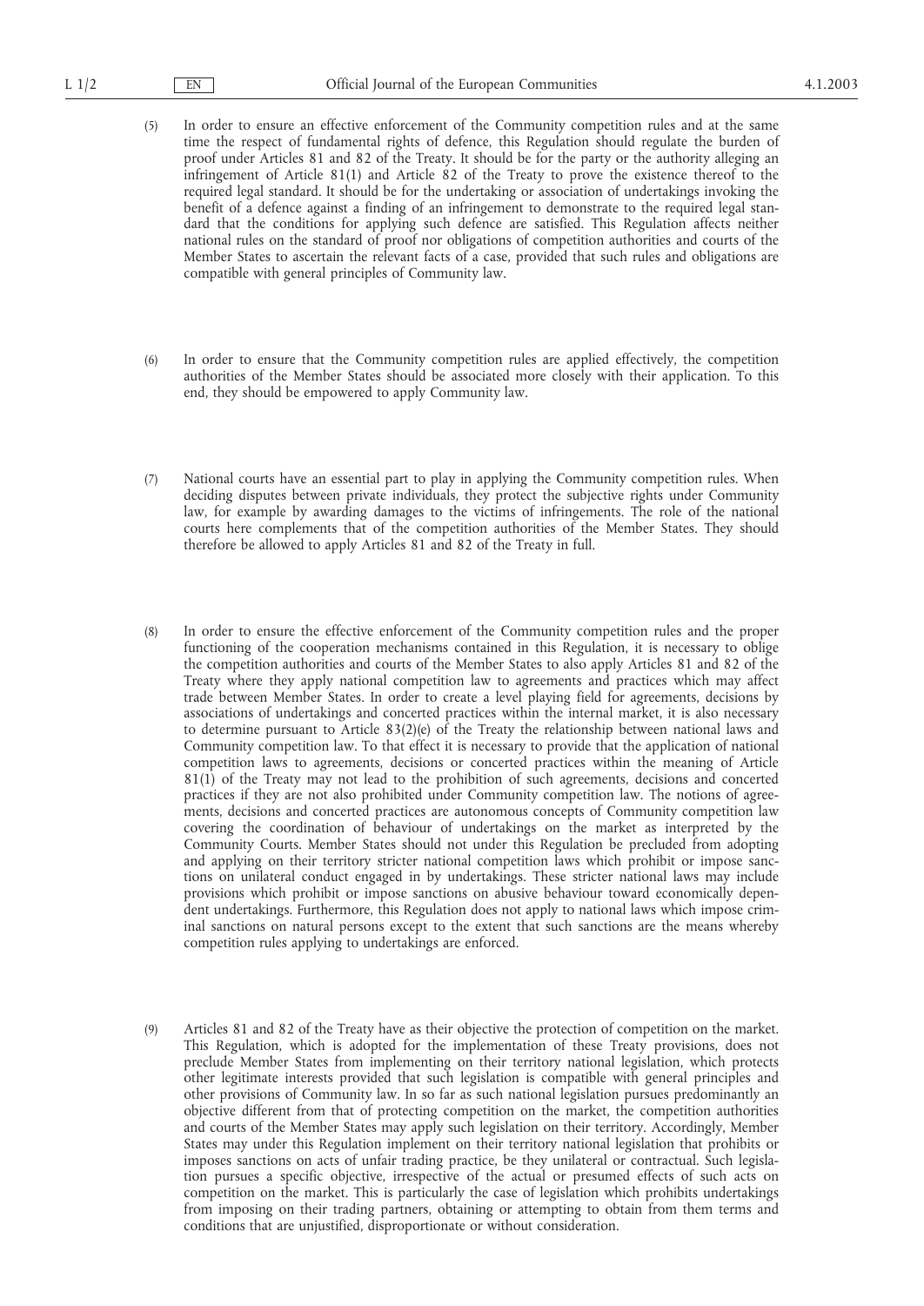(5) In order to ensure an effective enforcement of the Community competition rules and at the same time the respect of fundamental rights of defence, this Regulation should regulate the burden of proof under Articles 81 and 82 of the Treaty. It should be for the party or the authority alleging an infringement of Article 81(1) and Article 82 of the Treaty to prove the existence thereof to the required legal standard. It should be for the undertaking or association of undertakings invoking the benefit of a defence against a finding of an infringement to demonstrate to the required legal standard that the conditions for applying such defence are satisfied. This Regulation affects neither national rules on the standard of proof nor obligations of competition authorities and courts of the Member States to ascertain the relevant facts of a case, provided that such rules and obligations are compatible with general principles of Community law.

(6) In order to ensure that the Community competition rules are applied effectively, the competition authorities of the Member States should be associated more closely with their application. To this end, they should be empowered to apply Community law.

(7) National courts have an essential part to play in applying the Community competition rules. When deciding disputes between private individuals, they protect the subjective rights under Community law, for example by awarding damages to the victims of infringements. The role of the national courts here complements that of the competition authorities of the Member States. They should therefore be allowed to apply Articles 81 and 82 of the Treaty in full.

(8) In order to ensure the effective enforcement of the Community competition rules and the proper functioning of the cooperation mechanisms contained in this Regulation, it is necessary to oblige the competition authorities and courts of the Member States to also apply Articles 81 and 82 of the Treaty where they apply national competition law to agreements and practices which may affect trade between Member States. In order to create a level playing field for agreements, decisions by associations of undertakings and concerted practices within the internal market, it is also necessary to determine pursuant to Article 83(2)(e) of the Treaty the relationship between national laws and Community competition law. To that effect it is necessary to provide that the application of national competition laws to agreements, decisions or concerted practices within the meaning of Article 81(1) of the Treaty may not lead to the prohibition of such agreements, decisions and concerted practices if they are not also prohibited under Community competition law. The notions of agreements, decisions and concerted practices are autonomous concepts of Community competition law covering the coordination of behaviour of undertakings on the market as interpreted by the Community Courts. Member States should not under this Regulation be precluded from adopting and applying on their territory stricter national competition laws which prohibit or impose sanctions on unilateral conduct engaged in by undertakings. These stricter national laws may include provisions which prohibit or impose sanctions on abusive behaviour toward economically dependent undertakings. Furthermore, this Regulation does not apply to national laws which impose criminal sanctions on natural persons except to the extent that such sanctions are the means whereby competition rules applying to undertakings are enforced.

(9) Articles 81 and 82 of the Treaty have as their objective the protection of competition on the market. This Regulation, which is adopted for the implementation of these Treaty provisions, does not preclude Member States from implementing on their territory national legislation, which protects other legitimate interests provided that such legislation is compatible with general principles and other provisions of Community law. In so far as such national legislation pursues predominantly an objective different from that of protecting competition on the market, the competition authorities and courts of the Member States may apply such legislation on their territory. Accordingly, Member States may under this Regulation implement on their territory national legislation that prohibits or imposes sanctions on acts of unfair trading practice, be they unilateral or contractual. Such legislation pursues a specific objective, irrespective of the actual or presumed effects of such acts on competition on the market. This is particularly the case of legislation which prohibits undertakings from imposing on their trading partners, obtaining or attempting to obtain from them terms and conditions that are unjustified, disproportionate or without consideration.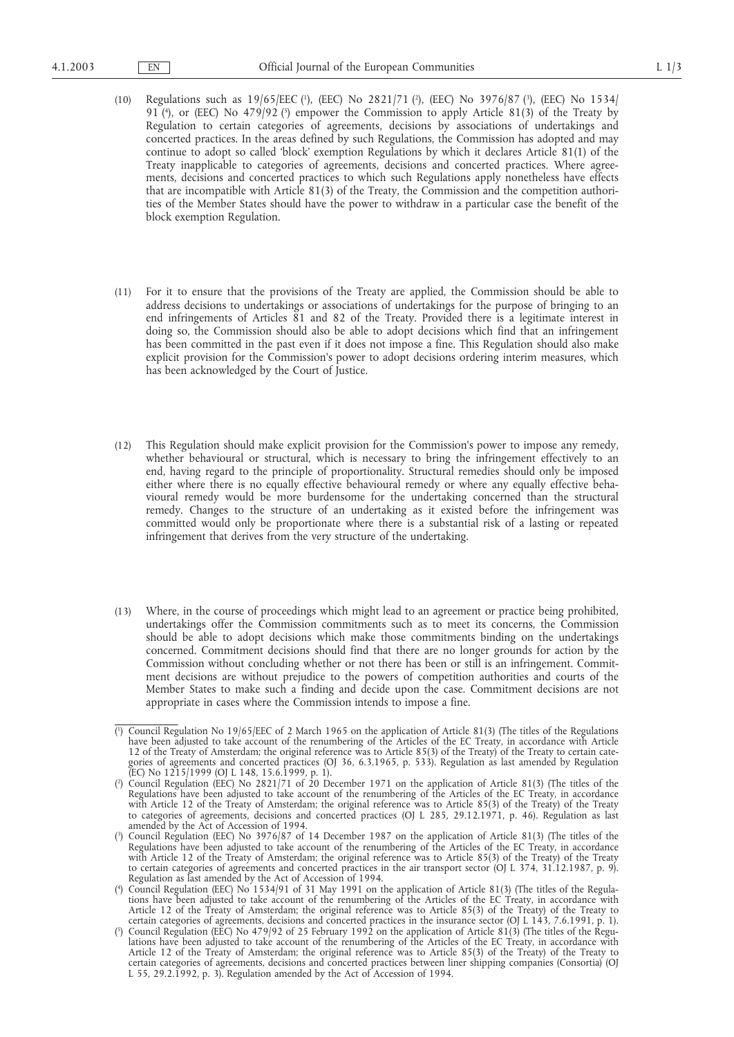(10) Regulations such as 19/65/EEC [1], (EEC) No 2821/71 [2], (EEC) No 3976/87 [3], (EEC) No 1534/91 [4], or (EEC) No 479/92 [5] empower the Commission to apply Article 81(3) of the Treaty by Regulation to certain categories of agreements, decisions by associations of undertakings and concerted practices. In the areas defined by such Regulations, the Commission has adopted and may continue to adopt so called 'block' exemption Regulations by which it declares Article 81(1) of the Treaty inapplicable to categories of agreements, decisions and concerted practices. Where agreements, decisions and concerted practices to which such Regulations apply nonetheless have effects that are incompatible with Article 81(3) of the Treaty, the Commission and the competition authorities of the Member States should have the power to withdraw in a particular case the benefit of the block exemption Regulation.

(11) For it to ensure that the provisions of the Treaty are applied, the Commission should be able to address decisions to undertakings or associations of undertakings for the purpose of bringing to an end infringements of Articles 81 and 82 of the Treaty. Provided there is a legitimate interest in doing so, the Commission should also be able to adopt decisions which find that an infringement has been committed in the past even if it does not impose a fine. This Regulation should also make explicit provision for the Commission's power to adopt decisions ordering interim measures, which has been acknowledged by the Court of Justice.

(12) This Regulation should make explicit provision for the Commission's power to impose any remedy, whether behavioural or structural, which is necessary to bring the infringement effectively to an end, having regard to the principle of proportionality. Structural remedies should only be imposed either where there is no equally effective behavioural remedy or where any equally effective behavioural remedy would be more burdensome for the undertaking concerned than the structural remedy. Changes to the structure of an undertaking as it existed before the infringement was committed would only be proportionate where there is a substantial risk of a lasting or repeated infringement that derives from the very structure of the undertaking.

(13) Where, in the course of proceedings which might lead to an agreement or practice being prohibited, undertakings offer the Commission commitments such as to meet its concerns, the Commission should be able to adopt decisions which make those commitments binding on the undertakings concerned. Commitment decisions should find that there are no longer grounds for action by the Commission without concluding whether or not there has been or still is an infringement. Commitment decisions are without prejudice to the powers of competition authorities and courts of the Member States to make such a finding and decide upon the case. Commitment decisions are not appropriate in cases where the Commission intends to impose a fine.

---

[1] Council Regulation No 19/65/EEC of 2 March 1965 on the application of Article 81(3) (The titles of the Regulations have been adjusted to take account of the renumbering of the Articles of the EC Treaty, in accordance with Article 12 of the Treaty of Amsterdam; the original reference was to Article 85(3) of the Treaty) of the Treaty to certain categories of agreements and concerted practices (OJ 36, 6.3.1965, p. 533). Regulation as last amended by Regulation (EC) No 1215/1999 (OJ L 148, 15.6.1999, p. 1).

[2] Council Regulation (EEC) No 2821/71 of 20 December 1971 on the application of Article 81(3) (The titles of the Regulations have been adjusted to take account of the renumbering of the Articles of the EC Treaty, in accordance with Article 12 of the Treaty of Amsterdam; the original reference was to Article 85(3) of the Treaty) of the Treaty to categories of agreements, decisions and concerted practices (OJ L 285, 29.12.1971, p. 46). Regulation as last amended by the Act of Accession of 1994.

[3] Council Regulation (EEC) No 3976/87 of 14 December 1987 on the application of Article 81(3) (The titles of the Regulations have been adjusted to take account of the renumbering of the Articles of the EC Treaty, in accordance with Article 12 of the Treaty of Amsterdam; the original reference was to Article 85(3) of the Treaty) of the Treaty to certain categories of agreements and concerted practices in the air transport sector (OJ L 374, 31.12.1987, p. 9). Regulation as last amended by the Act of Accession of 1994.

[4] Council Regulation (EEC) No 1534/91 of 31 May 1991 on the application of Article 81(3) (The titles of the Regulations have been adjusted to take account of the renumbering of the Articles of the EC Treaty, in accordance with Article 12 of the Treaty of Amsterdam; the original reference was to Article 85(3) of the Treaty) of the Treaty to certain categories of agreements, decisions and concerted practices in the insurance sector (OJ L 143, 7.6.1991, p. 1).

[5] Council Regulation (EEC) No 479/92 of 25 February 1992 on the application of Article 81(3) (The titles of the Regulations have been adjusted to take account of the renumbering of the Articles of the EC Treaty, in accordance with Article 12 of the Treaty of Amsterdam; the original reference was to Article 85(3) of the Treaty) of the Treaty to certain categories of agreements, decisions and concerted practices between liner shipping companies (Consortia) (OJ L 55, 29.2.1992, p. 3). Regulation amended by the Act of Accession of 1994.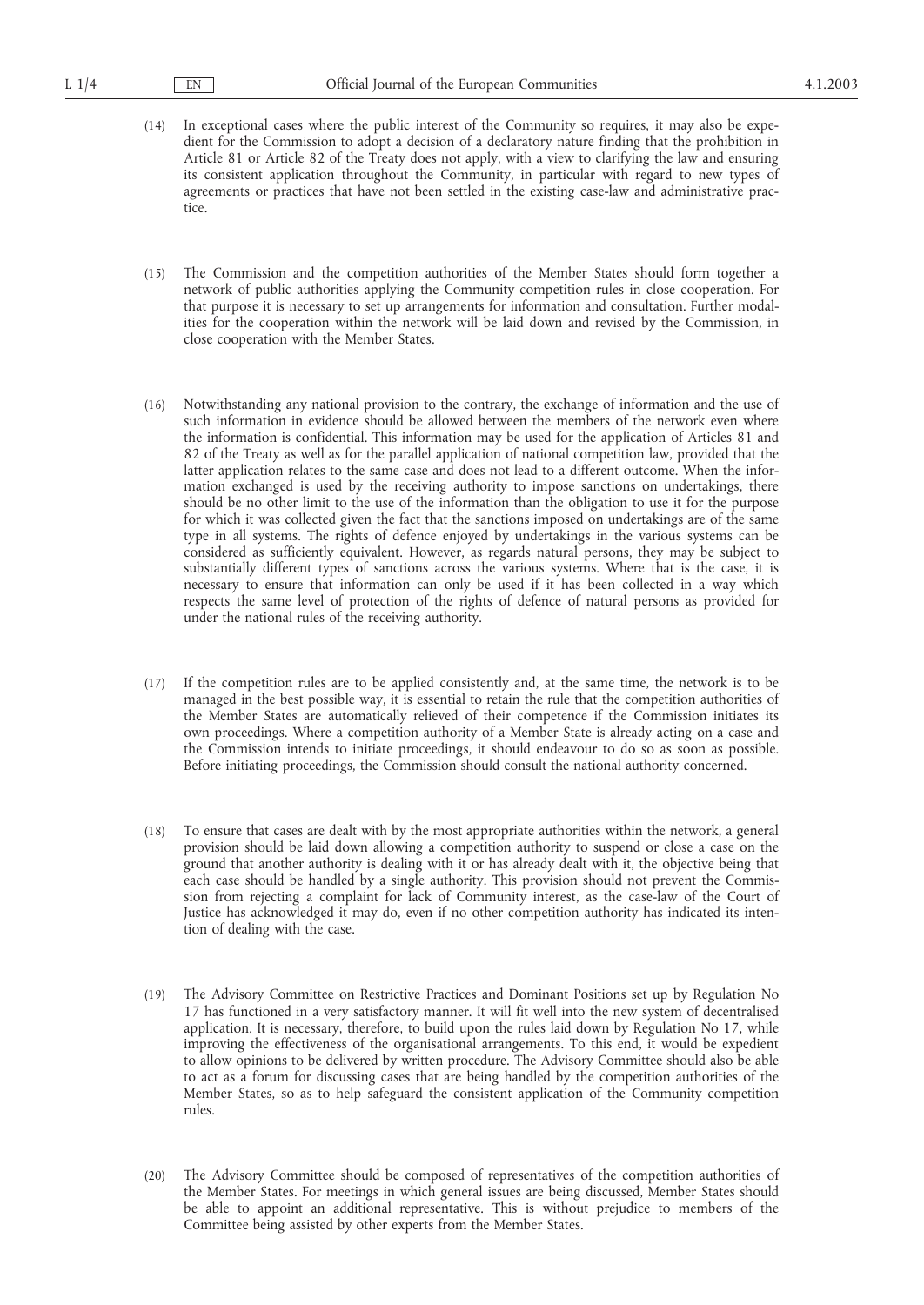(14) In exceptional cases where the public interest of the Community so requires, it may also be expedient for the Commission to adopt a decision of a declaratory nature finding that the prohibition in Article 81 or Article 82 of the Treaty does not apply, with a view to clarifying the law and ensuring its consistent application throughout the Community, in particular with regard to new types of agreements or practices that have not been settled in the existing case-law and administrative practice.

(15) The Commission and the competition authorities of the Member States should form together a network of public authorities applying the Community competition rules in close cooperation. For that purpose it is necessary to set up arrangements for information and consultation. Further modalities for the cooperation within the network will be laid down and revised by the Commission, in close cooperation with the Member States.

(16) Notwithstanding any national provision to the contrary, the exchange of information and the use of such information in evidence should be allowed between the members of the network even where the information is confidential. This information may be used for the application of Articles 81 and 82 of the Treaty as well as for the parallel application of national competition law, provided that the latter application relates to the same case and does not lead to a different outcome. When the information exchanged is used by the receiving authority to impose sanctions on undertakings, there should be no other limit to the use of the information than the obligation to use it for the purpose for which it was collected given the fact that the sanctions imposed on undertakings are of the same type in all systems. The rights of defence enjoyed by undertakings in the various systems can be considered as sufficiently equivalent. However, as regards natural persons, they may be subject to substantially different types of sanctions across the various systems. Where that is the case, it is necessary to ensure that information can only be used if it has been collected in a way which respects the same level of protection of the rights of defence of natural persons as provided for under the national rules of the receiving authority.

(17) If the competition rules are to be applied consistently and, at the same time, the network is to be managed in the best possible way, it is essential to retain the rule that the competition authorities of the Member States are automatically relieved of their competence if the Commission initiates its own proceedings. Where a competition authority of a Member State is already acting on a case and the Commission intends to initiate proceedings, it should endeavour to do so as soon as possible. Before initiating proceedings, the Commission should consult the national authority concerned.

(18) To ensure that cases are dealt with by the most appropriate authorities within the network, a general provision should be laid down allowing a competition authority to suspend or close a case on the ground that another authority is dealing with it or has already dealt with it, the objective being that each case should be handled by a single authority. This provision should not prevent the Commission from rejecting a complaint for lack of Community interest, as the case-law of the Court of Justice has acknowledged it may do, even if no other competition authority has indicated its intention of dealing with the case.

(19) The Advisory Committee on Restrictive Practices and Dominant Positions set up by Regulation No 17 has functioned in a very satisfactory manner. It will fit well into the new system of decentralised application. It is necessary, therefore, to build upon the rules laid down by Regulation No 17, while improving the effectiveness of the organisational arrangements. To this end, it would be expedient to allow opinions to be delivered by written procedure. The Advisory Committee should also be able to act as a forum for discussing cases that are being handled by the competition authorities of the Member States, so as to help safeguard the consistent application of the Community competition rules.

(20) The Advisory Committee should be composed of representatives of the competition authorities of the Member States. For meetings in which general issues are being discussed, Member States should be able to appoint an additional representative. This is without prejudice to members of the Committee being assisted by other experts from the Member States.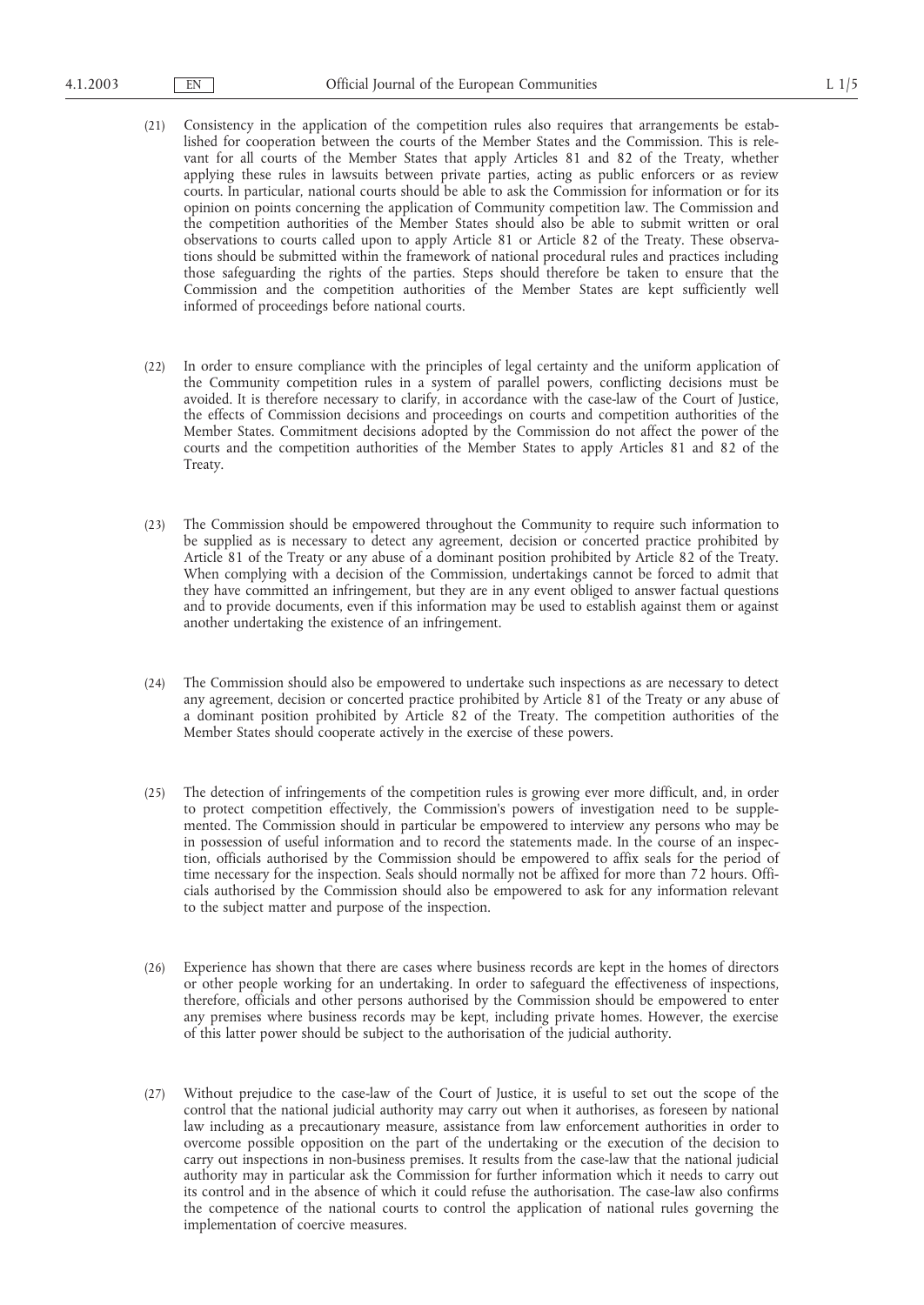(21) Consistency in the application of the competition rules also requires that arrangements be established for cooperation between the courts of the Member States and the Commission. This is relevant for all courts of the Member States that apply Articles 81 and 82 of the Treaty, whether applying these rules in lawsuits between private parties, acting as public enforcers or as review courts. In particular, national courts should be able to ask the Commission for information or for its opinion on points concerning the application of Community competition law. The Commission and the competition authorities of the Member States should also be able to submit written or oral observations to courts called upon to apply Article 81 or Article 82 of the Treaty. These observations should be submitted within the framework of national procedural rules and practices including those safeguarding the rights of the parties. Steps should therefore be taken to ensure that the Commission and the competition authorities of the Member States are kept sufficiently well informed of proceedings before national courts.

(22) In order to ensure compliance with the principles of legal certainty and the uniform application of the Community competition rules in a system of parallel powers, conflicting decisions must be avoided. It is therefore necessary to clarify, in accordance with the case-law of the Court of Justice, the effects of Commission decisions and proceedings on courts and competition authorities of the Member States. Commitment decisions adopted by the Commission do not affect the power of the courts and the competition authorities of the Member States to apply Articles 81 and 82 of the Treaty.

(23) The Commission should be empowered throughout the Community to require such information to be supplied as is necessary to detect any agreement, decision or concerted practice prohibited by Article 81 of the Treaty or any abuse of a dominant position prohibited by Article 82 of the Treaty. When complying with a decision of the Commission, undertakings cannot be forced to admit that they have committed an infringement, but they are in any event obliged to answer factual questions and to provide documents, even if this information may be used to establish against them or against another undertaking the existence of an infringement.

(24) The Commission should also be empowered to undertake such inspections as are necessary to detect any agreement, decision or concerted practice prohibited by Article 81 of the Treaty or any abuse of a dominant position prohibited by Article 82 of the Treaty. The competition authorities of the Member States should cooperate actively in the exercise of these powers.

(25) The detection of infringements of the competition rules is growing ever more difficult, and, in order to protect competition effectively, the Commission's powers of investigation need to be supplemented. The Commission should in particular be empowered to interview any persons who may be in possession of useful information and to record the statements made. In the course of an inspection, officials authorised by the Commission should be empowered to affix seals for the period of time necessary for the inspection. Seals should normally not be affixed for more than 72 hours. Officials authorised by the Commission should also be empowered to ask for any information relevant to the subject matter and purpose of the inspection.

(26) Experience has shown that there are cases where business records are kept in the homes of directors or other people working for an undertaking. In order to safeguard the effectiveness of inspections, therefore, officials and other persons authorised by the Commission should be empowered to enter any premises where business records may be kept, including private homes. However, the exercise of this latter power should be subject to the authorisation of the judicial authority.

(27) Without prejudice to the case-law of the Court of Justice, it is useful to set out the scope of the control that the national judicial authority may carry out when it authorises, as foreseen by national law including as a precautionary measure, assistance from law enforcement authorities in order to overcome possible opposition on the part of the undertaking or the execution of the decision to carry out inspections in non-business premises. It results from the case-law that the national judicial authority may in particular ask the Commission for further information which it needs to carry out its control and in the absence of which it could refuse the authorisation. The case-law also confirms the competence of the national courts to control the application of national rules governing the implementation of coercive measures.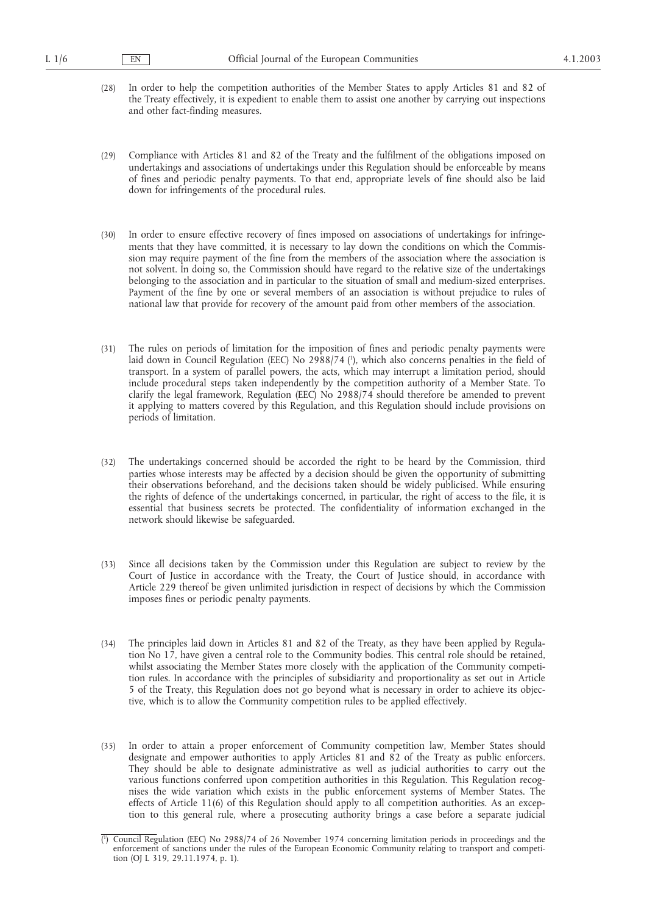(28) In order to help the competition authorities of the Member States to apply Articles 81 and 82 of the Treaty effectively, it is expedient to enable them to assist one another by carrying out inspections and other fact-finding measures.

(29) Compliance with Articles 81 and 82 of the Treaty and the fulfilment of the obligations imposed on undertakings and associations of undertakings under this Regulation should be enforceable by means of fines and periodic penalty payments. To that end, appropriate levels of fine should also be laid down for infringements of the procedural rules.

(30) In order to ensure effective recovery of fines imposed on associations of undertakings for infringements that they have committed, it is necessary to lay down the conditions on which the Commission may require payment of the fine from the members of the association where the association is not solvent. In doing so, the Commission should have regard to the relative size of the undertakings belonging to the association and in particular to the situation of small and medium-sized enterprises. Payment of the fine by one or several members of an association is without prejudice to rules of national law that provide for recovery of the amount paid from other members of the association.

(31) The rules on periods of limitation for the imposition of fines and periodic penalty payments were laid down in Council Regulation (EEC) No 2988/74 [1], which also concerns penalties in the field of transport. In a system of parallel powers, the acts, which may interrupt a limitation period, should include procedural steps taken independently by the competition authority of a Member State. To clarify the legal framework, Regulation (EEC) No 2988/74 should therefore be amended to prevent it applying to matters covered by this Regulation, and this Regulation should include provisions on periods of limitation.

(32) The undertakings concerned should be accorded the right to be heard by the Commission, third parties whose interests may be affected by a decision should be given the opportunity of submitting their observations beforehand, and the decisions taken should be widely publicised. While ensuring the rights of defence of the undertakings concerned, in particular, the right of access to the file, it is essential that business secrets be protected. The confidentiality of information exchanged in the network should likewise be safeguarded.

(33) Since all decisions taken by the Commission under this Regulation are subject to review by the Court of Justice in accordance with the Treaty, the Court of Justice should, in accordance with Article 229 thereof be given unlimited jurisdiction in respect of decisions by which the Commission imposes fines or periodic penalty payments.

(34) The principles laid down in Articles 81 and 82 of the Treaty, as they have been applied by Regulation No 17, have given a central role to the Community bodies. This central role should be retained, whilst associating the Member States more closely with the application of the Community competition rules. In accordance with the principles of subsidiarity and proportionality as set out in Article 5 of the Treaty, this Regulation does not go beyond what is necessary in order to achieve its objective, which is to allow the Community competition rules to be applied effectively.

(35) In order to attain a proper enforcement of Community competition law, Member States should designate and empower authorities to apply Articles 81 and 82 of the Treaty as public enforcers. They should be able to designate administrative as well as judicial authorities to carry out the various functions conferred upon competition authorities in this Regulation. This Regulation recognises the wide variation which exists in the public enforcement systems of Member States. The effects of Article 11(6) of this Regulation should apply to all competition authorities. As an exception to this general rule, where a prosecuting authority brings a case before a separate judicial

---

[1] Council Regulation (EEC) No 2988/74 of 26 November 1974 concerning limitation periods in proceedings and the enforcement of sanctions under the rules of the European Economic Community relating to transport and competition (OJ L 319, 29.11.1974, p. 1).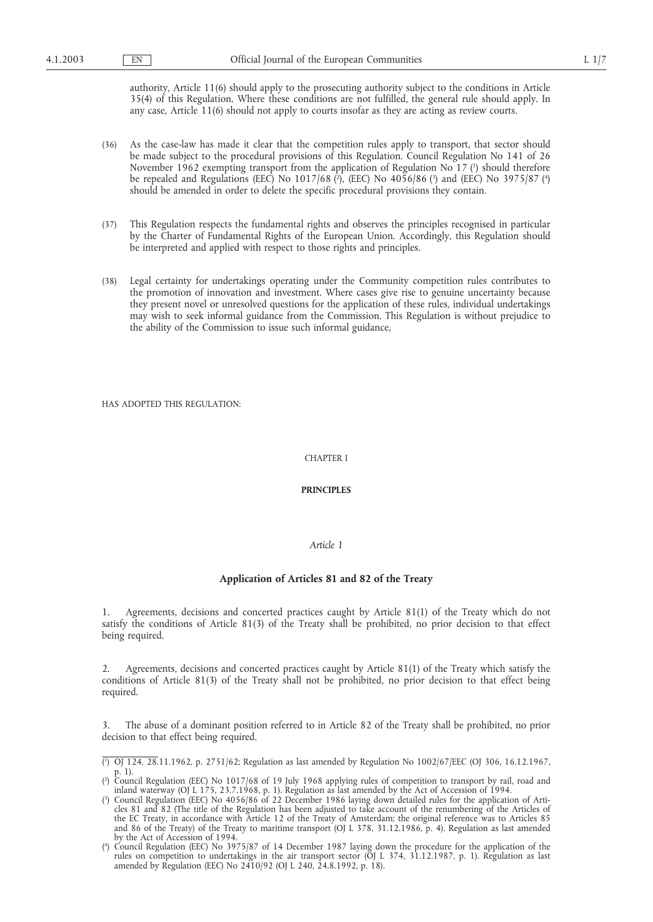authority, Article 11(6) should apply to the prosecuting authority subject to the conditions in Article 35(4) of this Regulation. Where these conditions are not fulfilled, the general rule should apply. In any case, Article 11(6) should not apply to courts insofar as they are acting as review courts.

(36) As the case-law has made it clear that the competition rules apply to transport, that sector should be made subject to the procedural provisions of this Regulation. Council Regulation No 141 of 26 November 1962 exempting transport from the application of Regulation No 17 [1] should therefore be repealed and Regulations (EEC) No 1017/68 [2], (EEC) No 4056/86 [3] and (EEC) No 3975/87 [4] should be amended in order to delete the specific procedural provisions they contain.

(37) This Regulation respects the fundamental rights and observes the principles recognised in particular by the Charter of Fundamental Rights of the European Union. Accordingly, this Regulation should be interpreted and applied with respect to those rights and principles.

(38) Legal certainty for undertakings operating under the Community competition rules contributes to the promotion of innovation and investment. Where cases give rise to genuine uncertainty because they present novel or unresolved questions for the application of these rules, individual undertakings may wish to seek informal guidance from the Commission. This Regulation is without prejudice to the ability of the Commission to issue such informal guidance,

HAS ADOPTED THIS REGULATION:

## CHAPTER I

## PRINCIPLES

*Article 1*

### Application of Articles 81 and 82 of the Treaty

1. Agreements, decisions and concerted practices caught by Article 81(1) of the Treaty which do not satisfy the conditions of Article 81(3) of the Treaty shall be prohibited, no prior decision to that effect being required.

2. Agreements, decisions and concerted practices caught by Article 81(1) of the Treaty which satisfy the conditions of Article 81(3) of the Treaty shall not be prohibited, no prior decision to that effect being required.

3. The abuse of a dominant position referred to in Article 82 of the Treaty shall be prohibited, no prior decision to that effect being required.

---

[1] OJ 124, 28.11.1962, p. 2751/62; Regulation as last amended by Regulation No 1002/67/EEC (OJ 306, 16.12.1967, p. 1).

[2] Council Regulation (EEC) No 1017/68 of 19 July 1968 applying rules of competition to transport by rail, road and inland waterway (OJ L 175, 23.7.1968, p. 1). Regulation as last amended by the Act of Accession of 1994.

[3] Council Regulation (EEC) No 4056/86 of 22 December 1986 laying down detailed rules for the application of Articles 81 and 82 (The title of the Regulation has been adjusted to take account of the renumbering of the Articles of the EC Treaty, in accordance with Article 12 of the Treaty of Amsterdam; the original reference was to Articles 85 and 86 of the Treaty) of the Treaty to maritime transport (OJ L 378, 31.12.1986, p. 4). Regulation as last amended by the Act of Accession of 1994.

[4] Council Regulation (EEC) No 3975/87 of 14 December 1987 laying down the procedure for the application of the rules on competition to undertakings in the air transport sector (OJ L 374, 31.12.1987, p. 1). Regulation as last amended by Regulation (EEC) No 2410/92 (OJ L 240, 24.8.1992, p. 18).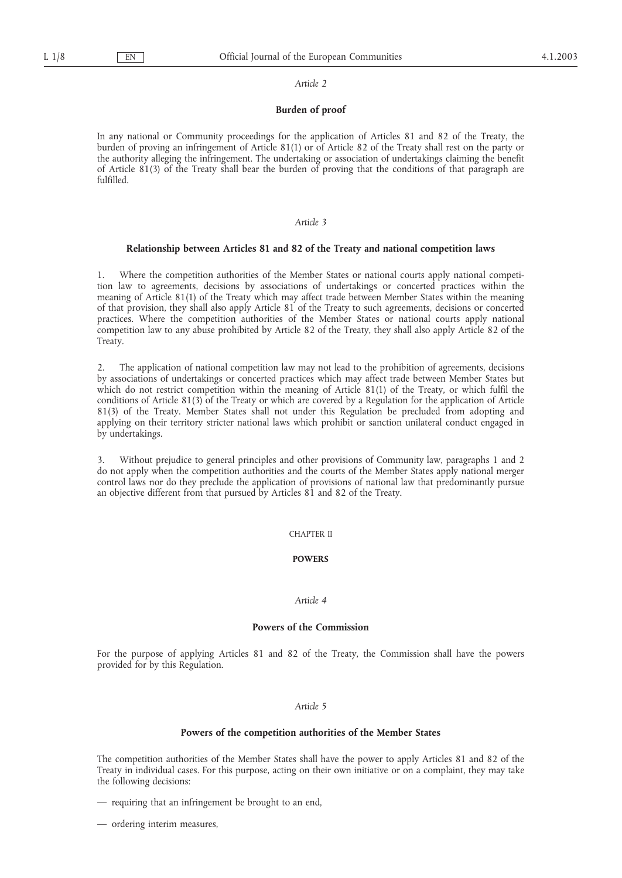*Article 2*

**Burden of proof**

In any national or Community proceedings for the application of Articles 81 and 82 of the Treaty, the burden of proving an infringement of Article 81(1) or of Article 82 of the Treaty shall rest on the party or the authority alleging the infringement. The undertaking or association of undertakings claiming the benefit of Article 81(3) of the Treaty shall bear the burden of proving that the conditions of that paragraph are fulfilled.

*Article 3*

**Relationship between Articles 81 and 82 of the Treaty and national competition laws**

1. Where the competition authorities of the Member States or national courts apply national competition law to agreements, decisions by associations of undertakings or concerted practices within the meaning of Article 81(1) of the Treaty which may affect trade between Member States within the meaning of that provision, they shall also apply Article 81 of the Treaty to such agreements, decisions or concerted practices. Where the competition authorities of the Member States or national courts apply national competition law to any abuse prohibited by Article 82 of the Treaty, they shall also apply Article 82 of the Treaty.

2. The application of national competition law may not lead to the prohibition of agreements, decisions by associations of undertakings or concerted practices which may affect trade between Member States but which do not restrict competition within the meaning of Article 81(1) of the Treaty, or which fulfil the conditions of Article 81(3) of the Treaty or which are covered by a Regulation for the application of Article 81(3) of the Treaty. Member States shall not under this Regulation be precluded from adopting and applying on their territory stricter national laws which prohibit or sanction unilateral conduct engaged in by undertakings.

3. Without prejudice to general principles and other provisions of Community law, paragraphs 1 and 2 do not apply when the competition authorities and the courts of the Member States apply national merger control laws nor do they preclude the application of provisions of national law that predominantly pursue an objective different from that pursued by Articles 81 and 82 of the Treaty.

CHAPTER II

**POWERS**

*Article 4*

**Powers of the Commission**

For the purpose of applying Articles 81 and 82 of the Treaty, the Commission shall have the powers provided for by this Regulation.

*Article 5*

**Powers of the competition authorities of the Member States**

The competition authorities of the Member States shall have the power to apply Articles 81 and 82 of the Treaty in individual cases. For this purpose, acting on their own initiative or on a complaint, they may take the following decisions:

— requiring that an infringement be brought to an end,

— ordering interim measures,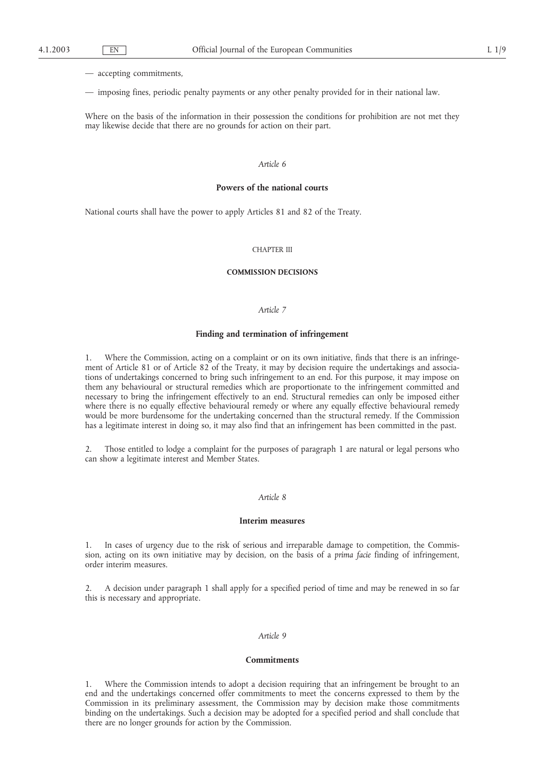— accepting commitments,

— imposing fines, periodic penalty payments or any other penalty provided for in their national law.

Where on the basis of the information in their possession the conditions for prohibition are not met they may likewise decide that there are no grounds for action on their part.

*Article 6*

**Powers of the national courts**

National courts shall have the power to apply Articles 81 and 82 of the Treaty.

CHAPTER III

**COMMISSION DECISIONS**

*Article 7*

**Finding and termination of infringement**

1. Where the Commission, acting on a complaint or on its own initiative, finds that there is an infringement of Article 81 or of Article 82 of the Treaty, it may by decision require the undertakings and associations of undertakings concerned to bring such infringement to an end. For this purpose, it may impose on them any behavioural or structural remedies which are proportionate to the infringement committed and necessary to bring the infringement effectively to an end. Structural remedies can only be imposed either where there is no equally effective behavioural remedy or where any equally effective behavioural remedy would be more burdensome for the undertaking concerned than the structural remedy. If the Commission has a legitimate interest in doing so, it may also find that an infringement has been committed in the past.

2. Those entitled to lodge a complaint for the purposes of paragraph 1 are natural or legal persons who can show a legitimate interest and Member States.

*Article 8*

**Interim measures**

1. In cases of urgency due to the risk of serious and irreparable damage to competition, the Commission, acting on its own initiative may by decision, on the basis of a *prima facie* finding of infringement, order interim measures.

2. A decision under paragraph 1 shall apply for a specified period of time and may be renewed in so far this is necessary and appropriate.

*Article 9*

**Commitments**

1. Where the Commission intends to adopt a decision requiring that an infringement be brought to an end and the undertakings concerned offer commitments to meet the concerns expressed to them by the Commission in its preliminary assessment, the Commission may by decision make those commitments binding on the undertakings. Such a decision may be adopted for a specified period and shall conclude that there are no longer grounds for action by the Commission.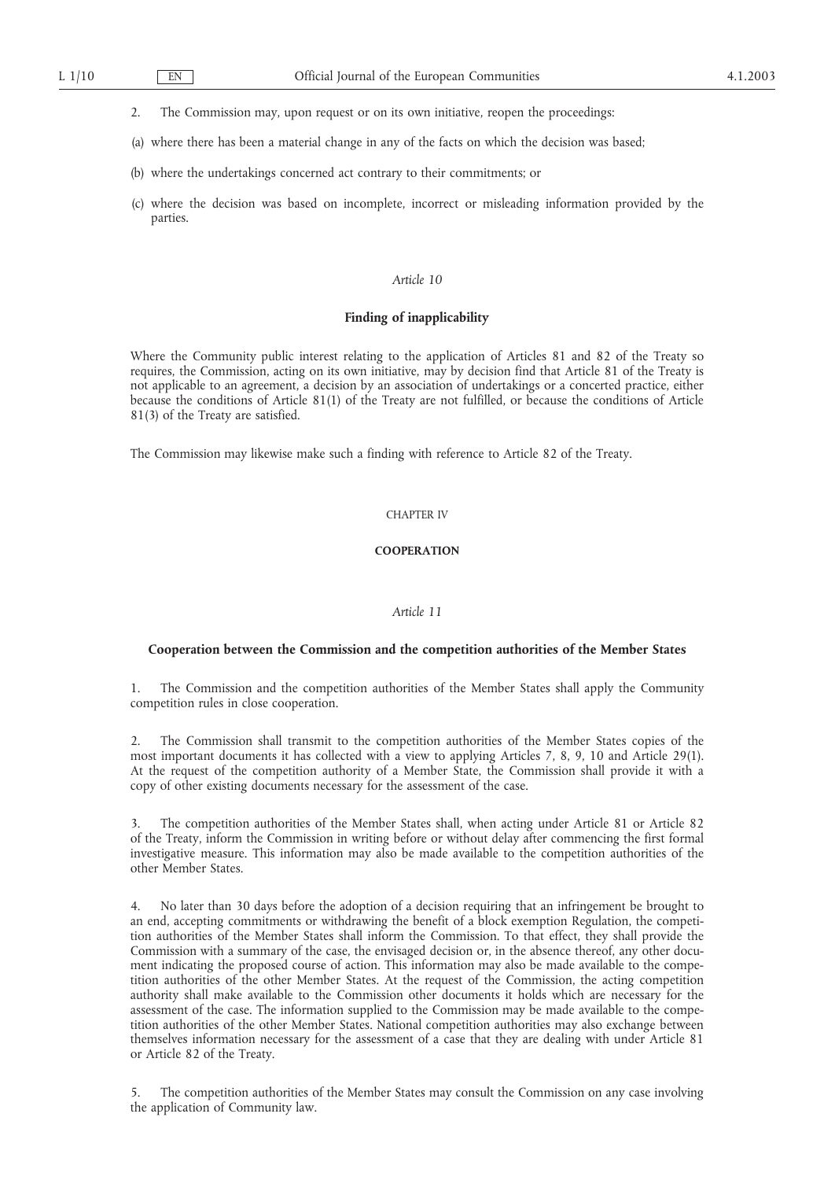2. The Commission may, upon request or on its own initiative, reopen the proceedings:

(a) where there has been a material change in any of the facts on which the decision was based;

(b) where the undertakings concerned act contrary to their commitments; or

(c) where the decision was based on incomplete, incorrect or misleading information provided by the parties.

*Article 10*

**Finding of inapplicability**

Where the Community public interest relating to the application of Articles 81 and 82 of the Treaty so requires, the Commission, acting on its own initiative, may by decision find that Article 81 of the Treaty is not applicable to an agreement, a decision by an association of undertakings or a concerted practice, either because the conditions of Article 81(1) of the Treaty are not fulfilled, or because the conditions of Article 81(3) of the Treaty are satisfied.

The Commission may likewise make such a finding with reference to Article 82 of the Treaty.

CHAPTER IV

**COOPERATION**

*Article 11*

**Cooperation between the Commission and the competition authorities of the Member States**

1. The Commission and the competition authorities of the Member States shall apply the Community competition rules in close cooperation.

2. The Commission shall transmit to the competition authorities of the Member States copies of the most important documents it has collected with a view to applying Articles 7, 8, 9, 10 and Article 29(1). At the request of the competition authority of a Member State, the Commission shall provide it with a copy of other existing documents necessary for the assessment of the case.

3. The competition authorities of the Member States shall, when acting under Article 81 or Article 82 of the Treaty, inform the Commission in writing before or without delay after commencing the first formal investigative measure. This information may also be made available to the competition authorities of the other Member States.

4. No later than 30 days before the adoption of a decision requiring that an infringement be brought to an end, accepting commitments or withdrawing the benefit of a block exemption Regulation, the competition authorities of the Member States shall inform the Commission. To that effect, they shall provide the Commission with a summary of the case, the envisaged decision or, in the absence thereof, any other document indicating the proposed course of action. This information may also be made available to the competition authorities of the other Member States. At the request of the Commission, the acting competition authority shall make available to the Commission other documents it holds which are necessary for the assessment of the case. The information supplied to the Commission may be made available to the competition authorities of the other Member States. National competition authorities may also exchange between themselves information necessary for the assessment of a case that they are dealing with under Article 81 or Article 82 of the Treaty.

5. The competition authorities of the Member States may consult the Commission on any case involving the application of Community law.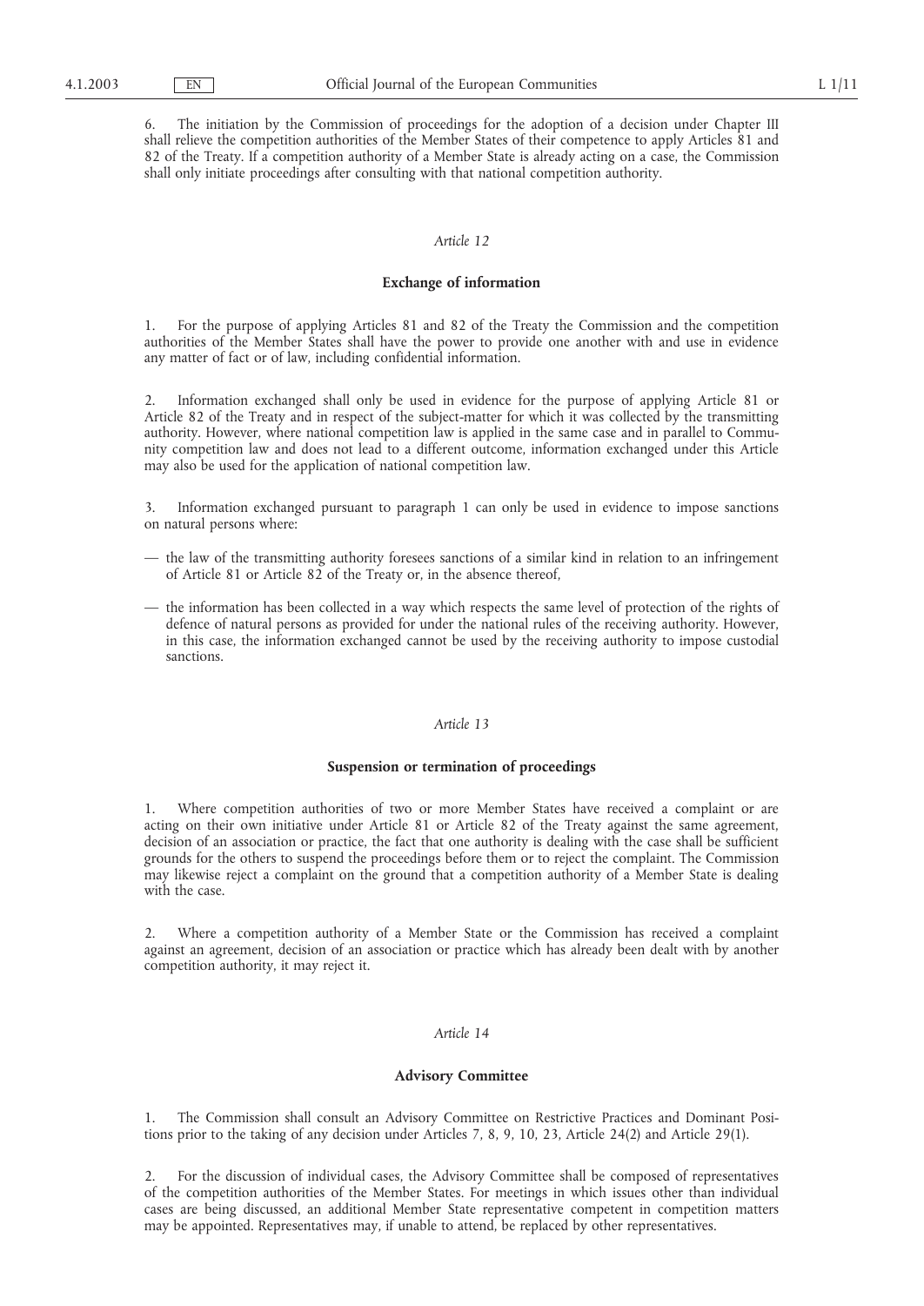6. The initiation by the Commission of proceedings for the adoption of a decision under Chapter III shall relieve the competition authorities of the Member States of their competence to apply Articles 81 and 82 of the Treaty. If a competition authority of a Member State is already acting on a case, the Commission shall only initiate proceedings after consulting with that national competition authority.

*Article 12*

**Exchange of information**

1. For the purpose of applying Articles 81 and 82 of the Treaty the Commission and the competition authorities of the Member States shall have the power to provide one another with and use in evidence any matter of fact or of law, including confidential information.

2. Information exchanged shall only be used in evidence for the purpose of applying Article 81 or Article 82 of the Treaty and in respect of the subject-matter for which it was collected by the transmitting authority. However, where national competition law is applied in the same case and in parallel to Community competition law and does not lead to a different outcome, information exchanged under this Article may also be used for the application of national competition law.

3. Information exchanged pursuant to paragraph 1 can only be used in evidence to impose sanctions on natural persons where:

— the law of the transmitting authority foresees sanctions of a similar kind in relation to an infringement of Article 81 or Article 82 of the Treaty or, in the absence thereof,

— the information has been collected in a way which respects the same level of protection of the rights of defence of natural persons as provided for under the national rules of the receiving authority. However, in this case, the information exchanged cannot be used by the receiving authority to impose custodial sanctions.

*Article 13*

**Suspension or termination of proceedings**

1. Where competition authorities of two or more Member States have received a complaint or are acting on their own initiative under Article 81 or Article 82 of the Treaty against the same agreement, decision of an association or practice, the fact that one authority is dealing with the case shall be sufficient grounds for the others to suspend the proceedings before them or to reject the complaint. The Commission may likewise reject a complaint on the ground that a competition authority of a Member State is dealing with the case.

2. Where a competition authority of a Member State or the Commission has received a complaint against an agreement, decision of an association or practice which has already been dealt with by another competition authority, it may reject it.

*Article 14*

**Advisory Committee**

1. The Commission shall consult an Advisory Committee on Restrictive Practices and Dominant Positions prior to the taking of any decision under Articles 7, 8, 9, 10, 23, Article 24(2) and Article 29(1).

2. For the discussion of individual cases, the Advisory Committee shall be composed of representatives of the competition authorities of the Member States. For meetings in which issues other than individual cases are being discussed, an additional Member State representative competent in competition matters may be appointed. Representatives may, if unable to attend, be replaced by other representatives.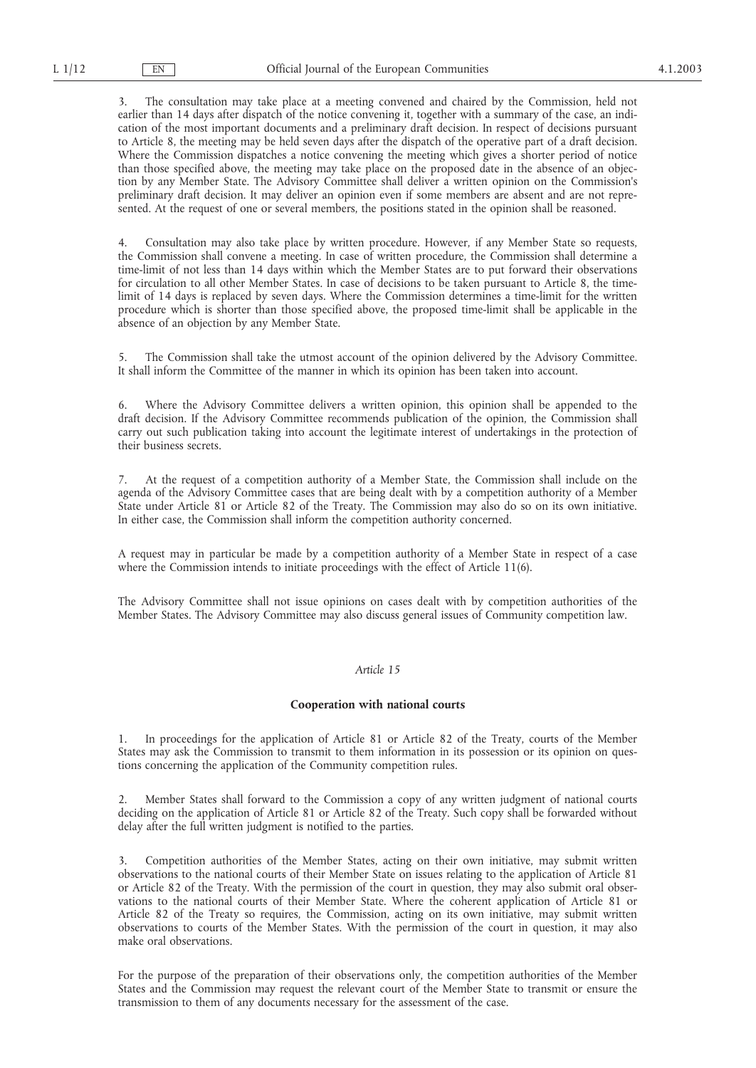3. The consultation may take place at a meeting convened and chaired by the Commission, held not earlier than 14 days after dispatch of the notice convening it, together with a summary of the case, an indication of the most important documents and a preliminary draft decision. In respect of decisions pursuant to Article 8, the meeting may be held seven days after the dispatch of the operative part of a draft decision. Where the Commission dispatches a notice convening the meeting which gives a shorter period of notice than those specified above, the meeting may take place on the proposed date in the absence of an objection by any Member State. The Advisory Committee shall deliver a written opinion on the Commission's preliminary draft decision. It may deliver an opinion even if some members are absent and are not represented. At the request of one or several members, the positions stated in the opinion shall be reasoned.

4. Consultation may also take place by written procedure. However, if any Member State so requests, the Commission shall convene a meeting. In case of written procedure, the Commission shall determine a time-limit of not less than 14 days within which the Member States are to put forward their observations for circulation to all other Member States. In case of decisions to be taken pursuant to Article 8, the time-limit of 14 days is replaced by seven days. Where the Commission determines a time-limit for the written procedure which is shorter than those specified above, the proposed time-limit shall be applicable in the absence of an objection by any Member State.

5. The Commission shall take the utmost account of the opinion delivered by the Advisory Committee. It shall inform the Committee of the manner in which its opinion has been taken into account.

6. Where the Advisory Committee delivers a written opinion, this opinion shall be appended to the draft decision. If the Advisory Committee recommends publication of the opinion, the Commission shall carry out such publication taking into account the legitimate interest of undertakings in the protection of their business secrets.

7. At the request of a competition authority of a Member State, the Commission shall include on the agenda of the Advisory Committee cases that are being dealt with by a competition authority of a Member State under Article 81 or Article 82 of the Treaty. The Commission may also do so on its own initiative. In either case, the Commission shall inform the competition authority concerned.

A request may in particular be made by a competition authority of a Member State in respect of a case where the Commission intends to initiate proceedings with the effect of Article 11(6).

The Advisory Committee shall not issue opinions on cases dealt with by competition authorities of the Member States. The Advisory Committee may also discuss general issues of Community competition law.

*Article 15*

**Cooperation with national courts**

1. In proceedings for the application of Article 81 or Article 82 of the Treaty, courts of the Member States may ask the Commission to transmit to them information in its possession or its opinion on questions concerning the application of the Community competition rules.

2. Member States shall forward to the Commission a copy of any written judgment of national courts deciding on the application of Article 81 or Article 82 of the Treaty. Such copy shall be forwarded without delay after the full written judgment is notified to the parties.

3. Competition authorities of the Member States, acting on their own initiative, may submit written observations to the national courts of their Member State on issues relating to the application of Article 81 or Article 82 of the Treaty. With the permission of the court in question, they may also submit oral observations to the national courts of their Member State. Where the coherent application of Article 81 or Article 82 of the Treaty so requires, the Commission, acting on its own initiative, may submit written observations to courts of the Member States. With the permission of the court in question, it may also make oral observations.

For the purpose of the preparation of their observations only, the competition authorities of the Member States and the Commission may request the relevant court of the Member State to transmit or ensure the transmission to them of any documents necessary for the assessment of the case.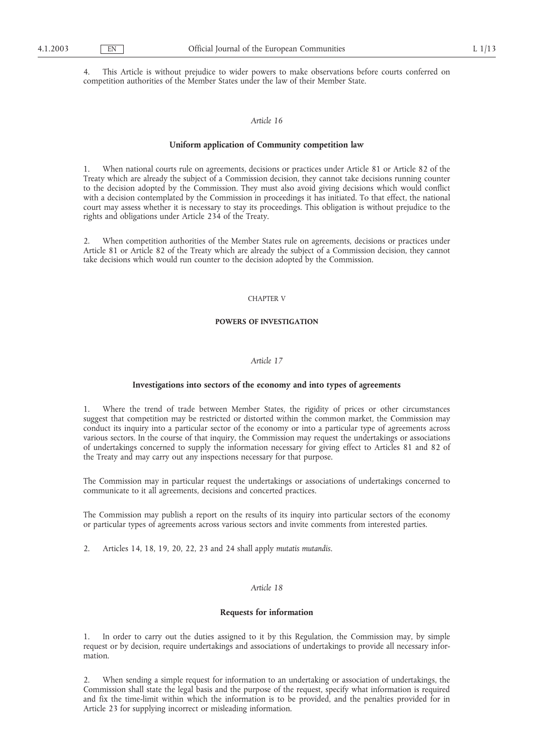4. This Article is without prejudice to wider powers to make observations before courts conferred on competition authorities of the Member States under the law of their Member State.

*Article 16*

**Uniform application of Community competition law**

1. When national courts rule on agreements, decisions or practices under Article 81 or Article 82 of the Treaty which are already the subject of a Commission decision, they cannot take decisions running counter to the decision adopted by the Commission. They must also avoid giving decisions which would conflict with a decision contemplated by the Commission in proceedings it has initiated. To that effect, the national court may assess whether it is necessary to stay its proceedings. This obligation is without prejudice to the rights and obligations under Article 234 of the Treaty.

2. When competition authorities of the Member States rule on agreements, decisions or practices under Article 81 or Article 82 of the Treaty which are already the subject of a Commission decision, they cannot take decisions which would run counter to the decision adopted by the Commission.

CHAPTER V

**POWERS OF INVESTIGATION**

*Article 17*

**Investigations into sectors of the economy and into types of agreements**

1. Where the trend of trade between Member States, the rigidity of prices or other circumstances suggest that competition may be restricted or distorted within the common market, the Commission may conduct its inquiry into a particular sector of the economy or into a particular type of agreements across various sectors. In the course of that inquiry, the Commission may request the undertakings or associations of undertakings concerned to supply the information necessary for giving effect to Articles 81 and 82 of the Treaty and may carry out any inspections necessary for that purpose.

The Commission may in particular request the undertakings or associations of undertakings concerned to communicate to it all agreements, decisions and concerted practices.

The Commission may publish a report on the results of its inquiry into particular sectors of the economy or particular types of agreements across various sectors and invite comments from interested parties.

2. Articles 14, 18, 19, 20, 22, 23 and 24 shall apply *mutatis mutandis*.

*Article 18*

**Requests for information**

1. In order to carry out the duties assigned to it by this Regulation, the Commission may, by simple request or by decision, require undertakings and associations of undertakings to provide all necessary information.

2. When sending a simple request for information to an undertaking or association of undertakings, the Commission shall state the legal basis and the purpose of the request, specify what information is required and fix the time-limit within which the information is to be provided, and the penalties provided for in Article 23 for supplying incorrect or misleading information.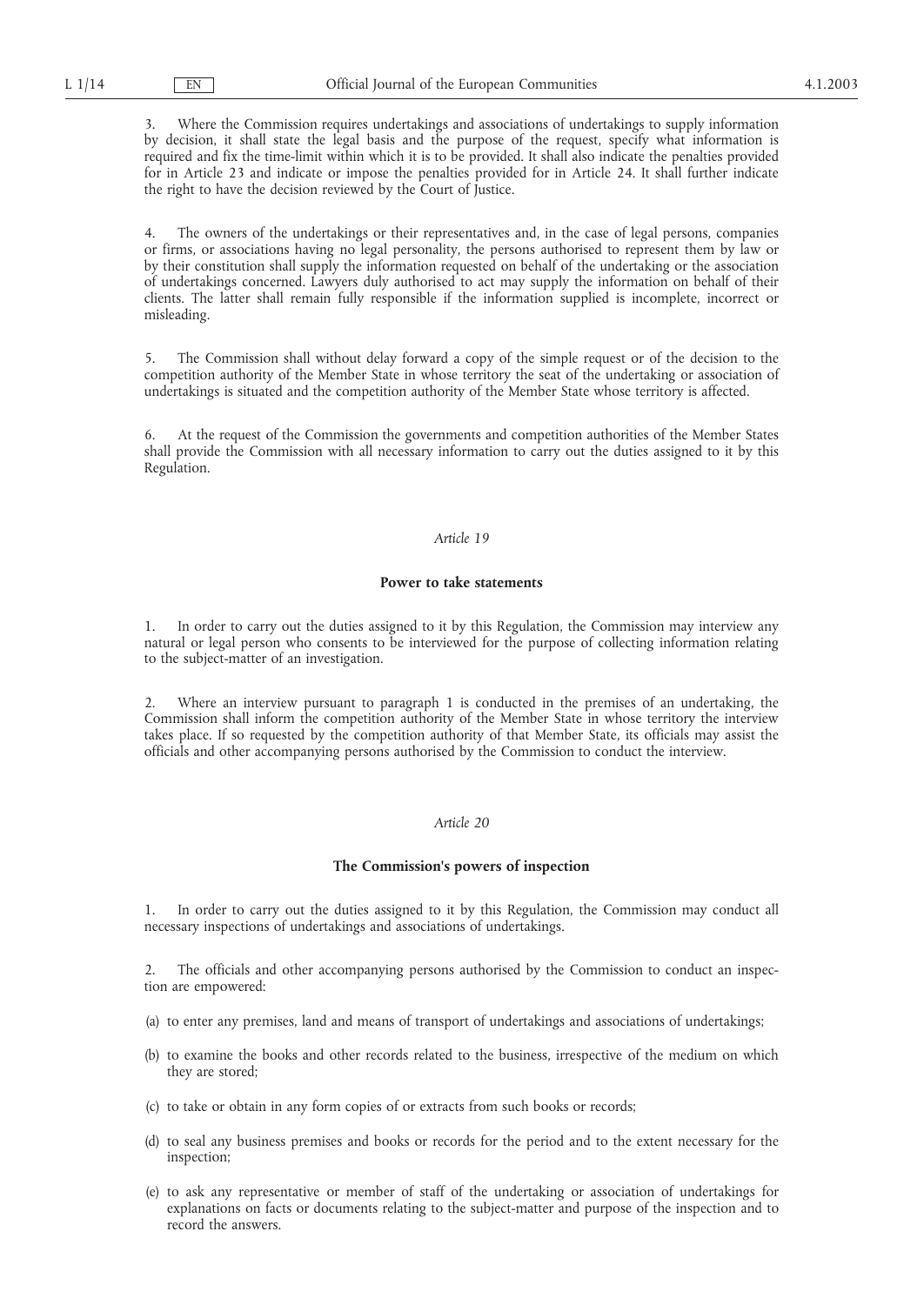3. Where the Commission requires undertakings and associations of undertakings to supply information by decision, it shall state the legal basis and the purpose of the request, specify what information is required and fix the time-limit within which it is to be provided. It shall also indicate the penalties provided for in Article 23 and indicate or impose the penalties provided for in Article 24. It shall further indicate the right to have the decision reviewed by the Court of Justice.

4. The owners of the undertakings or their representatives and, in the case of legal persons, companies or firms, or associations having no legal personality, the persons authorised to represent them by law or by their constitution shall supply the information requested on behalf of the undertaking or the association of undertakings concerned. Lawyers duly authorised to act may supply the information on behalf of their clients. The latter shall remain fully responsible if the information supplied is incomplete, incorrect or misleading.

5. The Commission shall without delay forward a copy of the simple request or of the decision to the competition authority of the Member State in whose territory the seat of the undertaking or association of undertakings is situated and the competition authority of the Member State whose territory is affected.

6. At the request of the Commission the governments and competition authorities of the Member States shall provide the Commission with all necessary information to carry out the duties assigned to it by this Regulation.

*Article 19*

**Power to take statements**

1. In order to carry out the duties assigned to it by this Regulation, the Commission may interview any natural or legal person who consents to be interviewed for the purpose of collecting information relating to the subject-matter of an investigation.

2. Where an interview pursuant to paragraph 1 is conducted in the premises of an undertaking, the Commission shall inform the competition authority of the Member State in whose territory the interview takes place. If so requested by the competition authority of that Member State, its officials may assist the officials and other accompanying persons authorised by the Commission to conduct the interview.

*Article 20*

**The Commission's powers of inspection**

1. In order to carry out the duties assigned to it by this Regulation, the Commission may conduct all necessary inspections of undertakings and associations of undertakings.

2. The officials and other accompanying persons authorised by the Commission to conduct an inspection are empowered:

(a) to enter any premises, land and means of transport of undertakings and associations of undertakings;

(b) to examine the books and other records related to the business, irrespective of the medium on which they are stored;

(c) to take or obtain in any form copies of or extracts from such books or records;

(d) to seal any business premises and books or records for the period and to the extent necessary for the inspection;

(e) to ask any representative or member of staff of the undertaking or association of undertakings for explanations on facts or documents relating to the subject-matter and purpose of the inspection and to record the answers.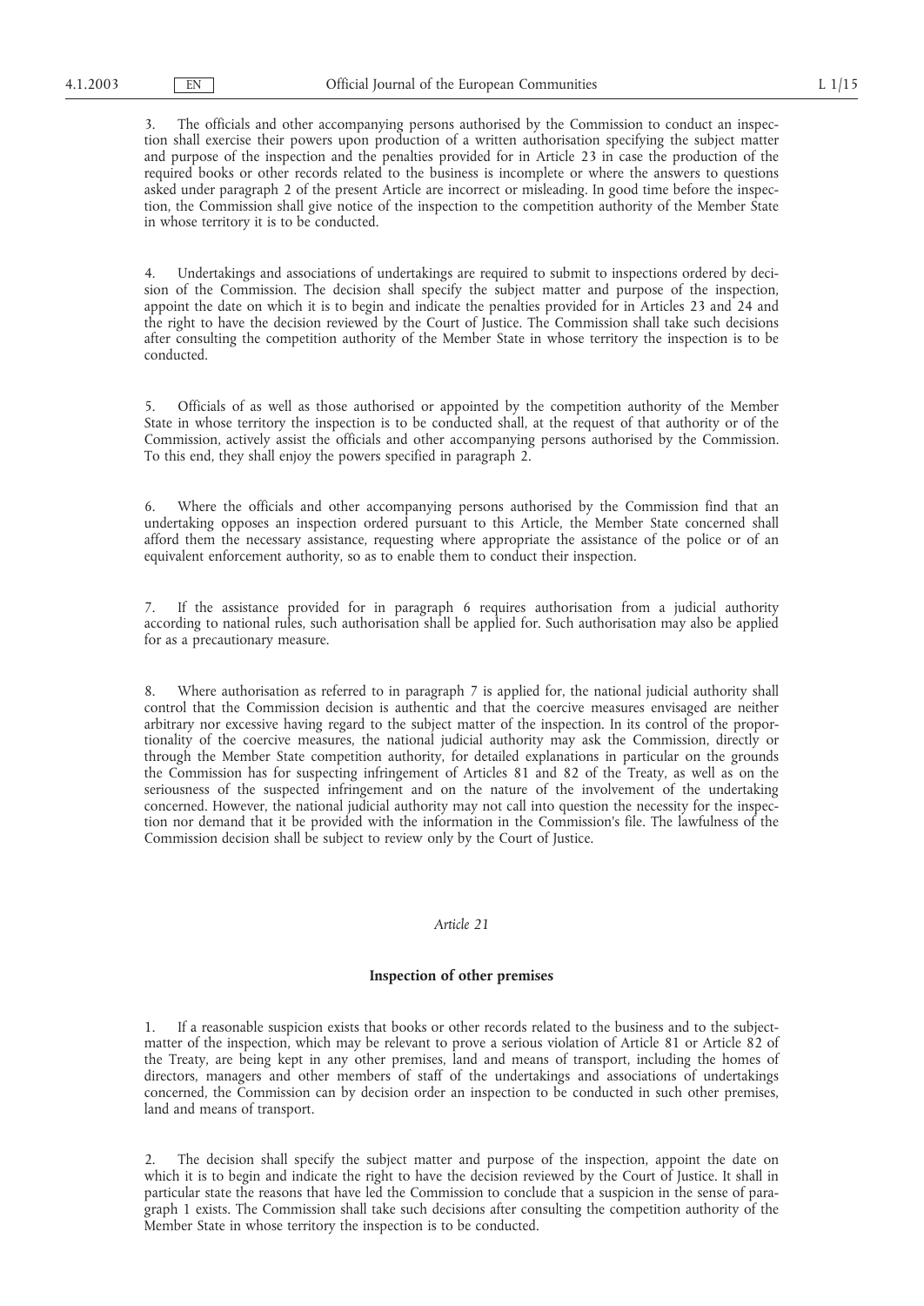3. The officials and other accompanying persons authorised by the Commission to conduct an inspection shall exercise their powers upon production of a written authorisation specifying the subject matter and purpose of the inspection and the penalties provided for in Article 23 in case the production of the required books or other records related to the business is incomplete or where the answers to questions asked under paragraph 2 of the present Article are incorrect or misleading. In good time before the inspection, the Commission shall give notice of the inspection to the competition authority of the Member State in whose territory it is to be conducted.

4. Undertakings and associations of undertakings are required to submit to inspections ordered by decision of the Commission. The decision shall specify the subject matter and purpose of the inspection, appoint the date on which it is to begin and indicate the penalties provided for in Articles 23 and 24 and the right to have the decision reviewed by the Court of Justice. The Commission shall take such decisions after consulting the competition authority of the Member State in whose territory the inspection is to be conducted.

5. Officials of as well as those authorised or appointed by the competition authority of the Member State in whose territory the inspection is to be conducted shall, at the request of that authority or of the Commission, actively assist the officials and other accompanying persons authorised by the Commission. To this end, they shall enjoy the powers specified in paragraph 2.

6. Where the officials and other accompanying persons authorised by the Commission find that an undertaking opposes an inspection ordered pursuant to this Article, the Member State concerned shall afford them the necessary assistance, requesting where appropriate the assistance of the police or of an equivalent enforcement authority, so as to enable them to conduct their inspection.

7. If the assistance provided for in paragraph 6 requires authorisation from a judicial authority according to national rules, such authorisation shall be applied for. Such authorisation may also be applied for as a precautionary measure.

8. Where authorisation as referred to in paragraph 7 is applied for, the national judicial authority shall control that the Commission decision is authentic and that the coercive measures envisaged are neither arbitrary nor excessive having regard to the subject matter of the inspection. In its control of the proportionality of the coercive measures, the national judicial authority may ask the Commission, directly or through the Member State competition authority, for detailed explanations in particular on the grounds the Commission has for suspecting infringement of Articles 81 and 82 of the Treaty, as well as on the seriousness of the suspected infringement and on the nature of the involvement of the undertaking concerned. However, the national judicial authority may not call into question the necessity for the inspection nor demand that it be provided with the information in the Commission's file. The lawfulness of the Commission decision shall be subject to review only by the Court of Justice.

*Article 21*

**Inspection of other premises**

1. If a reasonable suspicion exists that books or other records related to the business and to the subject-matter of the inspection, which may be relevant to prove a serious violation of Article 81 or Article 82 of the Treaty, are being kept in any other premises, land and means of transport, including the homes of directors, managers and other members of staff of the undertakings and associations of undertakings concerned, the Commission can by decision order an inspection to be conducted in such other premises, land and means of transport.

2. The decision shall specify the subject matter and purpose of the inspection, appoint the date on which it is to begin and indicate the right to have the decision reviewed by the Court of Justice. It shall in particular state the reasons that have led the Commission to conclude that a suspicion in the sense of paragraph 1 exists. The Commission shall take such decisions after consulting the competition authority of the Member State in whose territory the inspection is to be conducted.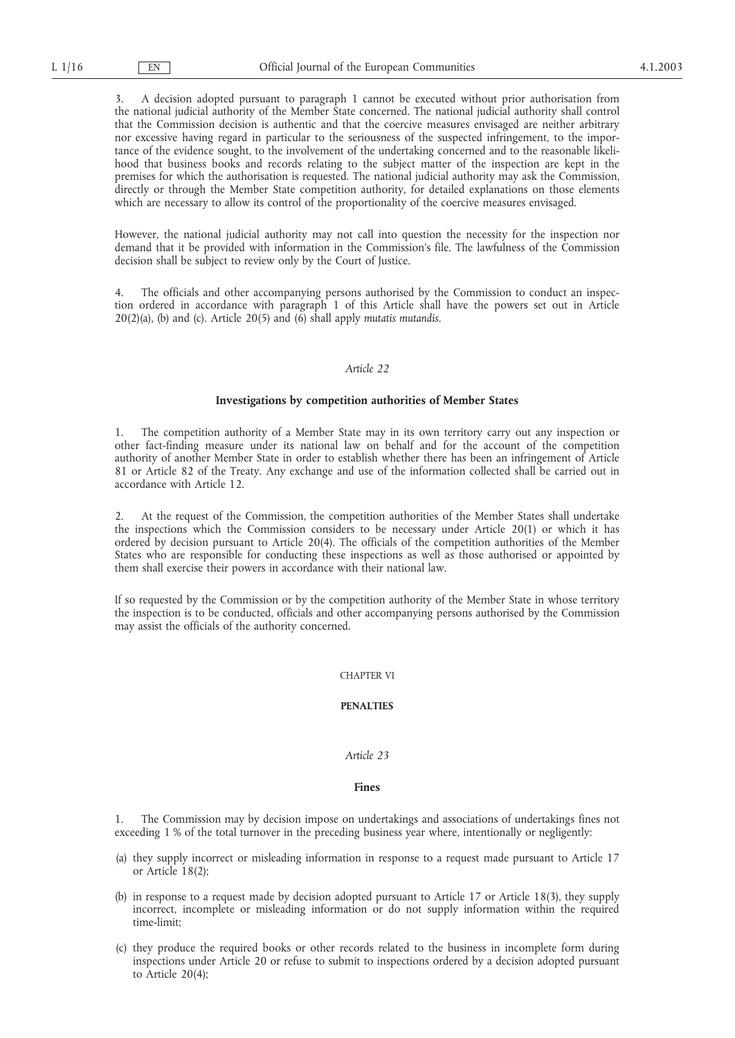3. A decision adopted pursuant to paragraph 1 cannot be executed without prior authorisation from the national judicial authority of the Member State concerned. The national judicial authority shall control that the Commission decision is authentic and that the coercive measures envisaged are neither arbitrary nor excessive having regard in particular to the seriousness of the suspected infringement, to the importance of the evidence sought, to the involvement of the undertaking concerned and to the reasonable likelihood that business books and records relating to the subject matter of the inspection are kept in the premises for which the authorisation is requested. The national judicial authority may ask the Commission, directly or through the Member State competition authority, for detailed explanations on those elements which are necessary to allow its control of the proportionality of the coercive measures envisaged.

However, the national judicial authority may not call into question the necessity for the inspection nor demand that it be provided with information in the Commission's file. The lawfulness of the Commission decision shall be subject to review only by the Court of Justice.

4. The officials and other accompanying persons authorised by the Commission to conduct an inspection ordered in accordance with paragraph 1 of this Article shall have the powers set out in Article 20(2)(a), (b) and (c). Article 20(5) and (6) shall apply *mutatis mutandis*.

### *Article 22*

### **Investigations by competition authorities of Member States**

1. The competition authority of a Member State may in its own territory carry out any inspection or other fact-finding measure under its national law on behalf and for the account of the competition authority of another Member State in order to establish whether there has been an infringement of Article 81 or Article 82 of the Treaty. Any exchange and use of the information collected shall be carried out in accordance with Article 12.

2. At the request of the Commission, the competition authorities of the Member States shall undertake the inspections which the Commission considers to be necessary under Article 20(1) or which it has ordered by decision pursuant to Article 20(4). The officials of the competition authorities of the Member States who are responsible for conducting these inspections as well as those authorised or appointed by them shall exercise their powers in accordance with their national law.

If so requested by the Commission or by the competition authority of the Member State in whose territory the inspection is to be conducted, officials and other accompanying persons authorised by the Commission may assist the officials of the authority concerned.

## CHAPTER VI

## **PENALTIES**

### *Article 23*

### **Fines**

1. The Commission may by decision impose on undertakings and associations of undertakings fines not exceeding 1 % of the total turnover in the preceding business year where, intentionally or negligently:

(a) they supply incorrect or misleading information in response to a request made pursuant to Article 17 or Article 18(2);

(b) in response to a request made by decision adopted pursuant to Article 17 or Article 18(3), they supply incorrect, incomplete or misleading information or do not supply information within the required time-limit;

(c) they produce the required books or other records related to the business in incomplete form during inspections under Article 20 or refuse to submit to inspections ordered by a decision adopted pursuant to Article 20(4);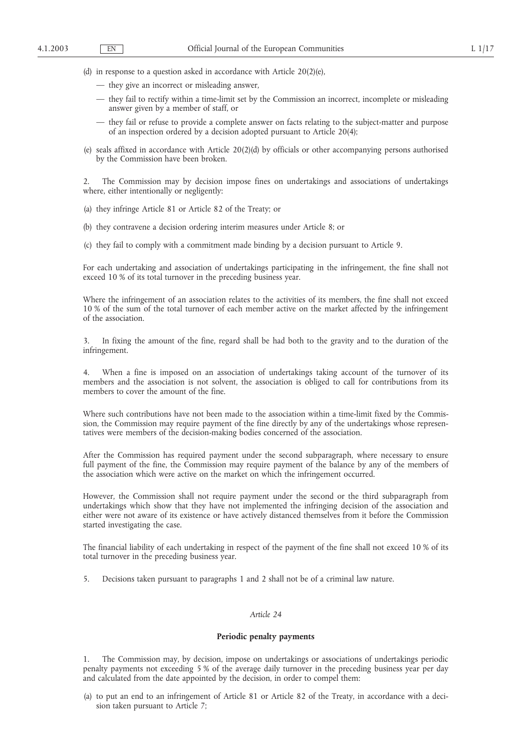(d) in response to a question asked in accordance with Article 20(2)(e),

- they give an incorrect or misleading answer,
- they fail to rectify within a time-limit set by the Commission an incorrect, incomplete or misleading answer given by a member of staff, or
- they fail or refuse to provide a complete answer on facts relating to the subject-matter and purpose of an inspection ordered by a decision adopted pursuant to Article 20(4);

(e) seals affixed in accordance with Article 20(2)(d) by officials or other accompanying persons authorised by the Commission have been broken.

2. The Commission may by decision impose fines on undertakings and associations of undertakings where, either intentionally or negligently:

(a) they infringe Article 81 or Article 82 of the Treaty; or

(b) they contravene a decision ordering interim measures under Article 8; or

(c) they fail to comply with a commitment made binding by a decision pursuant to Article 9.

For each undertaking and association of undertakings participating in the infringement, the fine shall not exceed 10 % of its total turnover in the preceding business year.

Where the infringement of an association relates to the activities of its members, the fine shall not exceed 10 % of the sum of the total turnover of each member active on the market affected by the infringement of the association.

3. In fixing the amount of the fine, regard shall be had both to the gravity and to the duration of the infringement.

4. When a fine is imposed on an association of undertakings taking account of the turnover of its members and the association is not solvent, the association is obliged to call for contributions from its members to cover the amount of the fine.

Where such contributions have not been made to the association within a time-limit fixed by the Commission, the Commission may require payment of the fine directly by any of the undertakings whose representatives were members of the decision-making bodies concerned of the association.

After the Commission has required payment under the second subparagraph, where necessary to ensure full payment of the fine, the Commission may require payment of the balance by any of the members of the association which were active on the market on which the infringement occurred.

However, the Commission shall not require payment under the second or the third subparagraph from undertakings which show that they have not implemented the infringing decision of the association and either were not aware of its existence or have actively distanced themselves from it before the Commission started investigating the case.

The financial liability of each undertaking in respect of the payment of the fine shall not exceed 10 % of its total turnover in the preceding business year.

5. Decisions taken pursuant to paragraphs 1 and 2 shall not be of a criminal law nature.

*Article 24*

**Periodic penalty payments**

1. The Commission may, by decision, impose on undertakings or associations of undertakings periodic penalty payments not exceeding 5 % of the average daily turnover in the preceding business year per day and calculated from the date appointed by the decision, in order to compel them:

(a) to put an end to an infringement of Article 81 or Article 82 of the Treaty, in accordance with a decision taken pursuant to Article 7;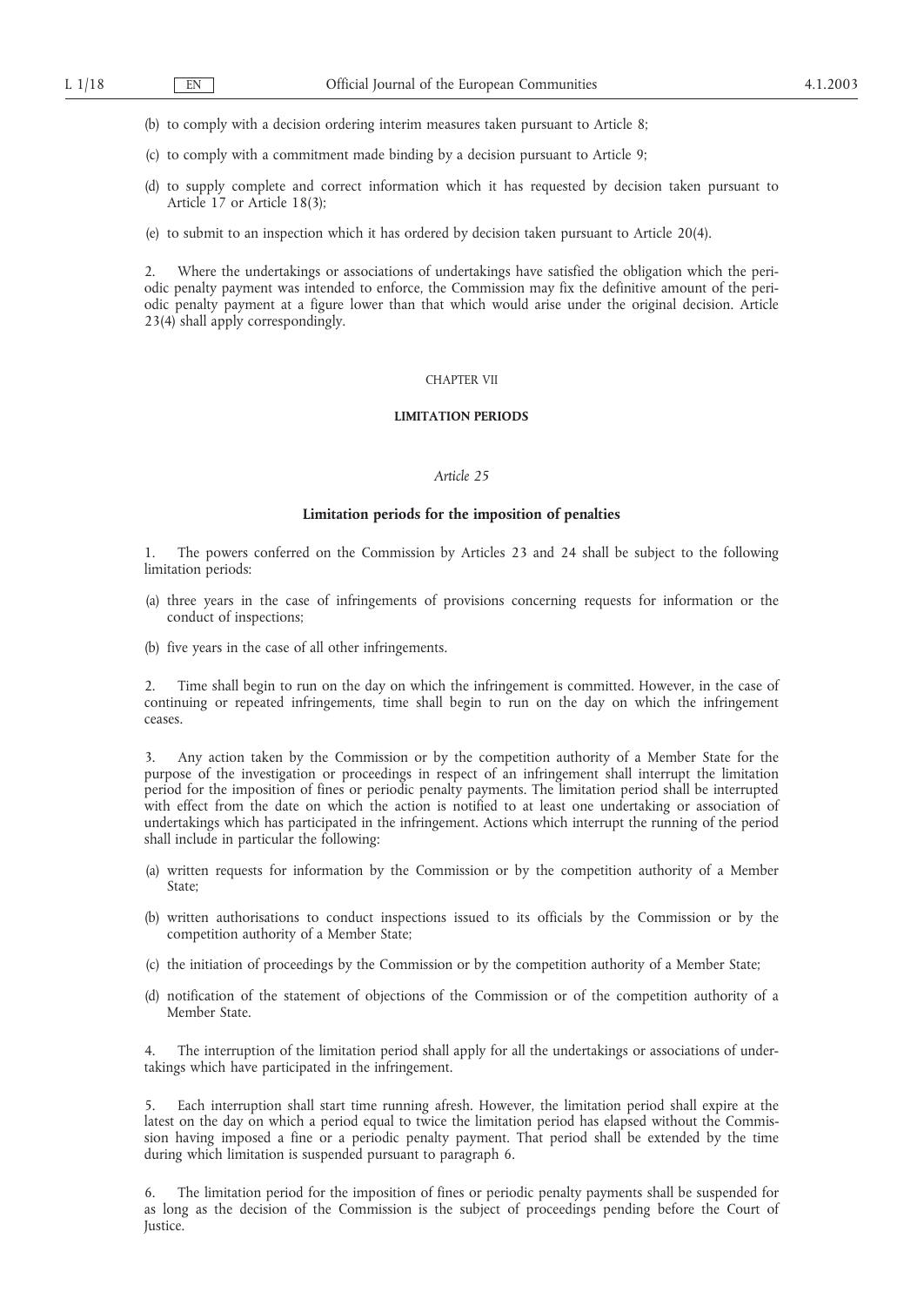(b) to comply with a decision ordering interim measures taken pursuant to Article 8;

(c) to comply with a commitment made binding by a decision pursuant to Article 9;

(d) to supply complete and correct information which it has requested by decision taken pursuant to Article 17 or Article 18(3);

(e) to submit to an inspection which it has ordered by decision taken pursuant to Article 20(4).

2. Where the undertakings or associations of undertakings have satisfied the obligation which the periodic penalty payment was intended to enforce, the Commission may fix the definitive amount of the periodic penalty payment at a figure lower than that which would arise under the original decision. Article 23(4) shall apply correspondingly.

## CHAPTER VII

## LIMITATION PERIODS

### *Article 25*

### Limitation periods for the imposition of penalties

1. The powers conferred on the Commission by Articles 23 and 24 shall be subject to the following limitation periods:

(a) three years in the case of infringements of provisions concerning requests for information or the conduct of inspections;

(b) five years in the case of all other infringements.

2. Time shall begin to run on the day on which the infringement is committed. However, in the case of continuing or repeated infringements, time shall begin to run on the day on which the infringement ceases.

3. Any action taken by the Commission or by the competition authority of a Member State for the purpose of the investigation or proceedings in respect of an infringement shall interrupt the limitation period for the imposition of fines or periodic penalty payments. The limitation period shall be interrupted with effect from the date on which the action is notified to at least one undertaking or association of undertakings which has participated in the infringement. Actions which interrupt the running of the period shall include in particular the following:

(a) written requests for information by the Commission or by the competition authority of a Member State;

(b) written authorisations to conduct inspections issued to its officials by the Commission or by the competition authority of a Member State;

(c) the initiation of proceedings by the Commission or by the competition authority of a Member State;

(d) notification of the statement of objections of the Commission or of the competition authority of a Member State.

4. The interruption of the limitation period shall apply for all the undertakings or associations of undertakings which have participated in the infringement.

5. Each interruption shall start time running afresh. However, the limitation period shall expire at the latest on the day on which a period equal to twice the limitation period has elapsed without the Commission having imposed a fine or a periodic penalty payment. That period shall be extended by the time during which limitation is suspended pursuant to paragraph 6.

6. The limitation period for the imposition of fines or periodic penalty payments shall be suspended for as long as the decision of the Commission is the subject of proceedings pending before the Court of Justice.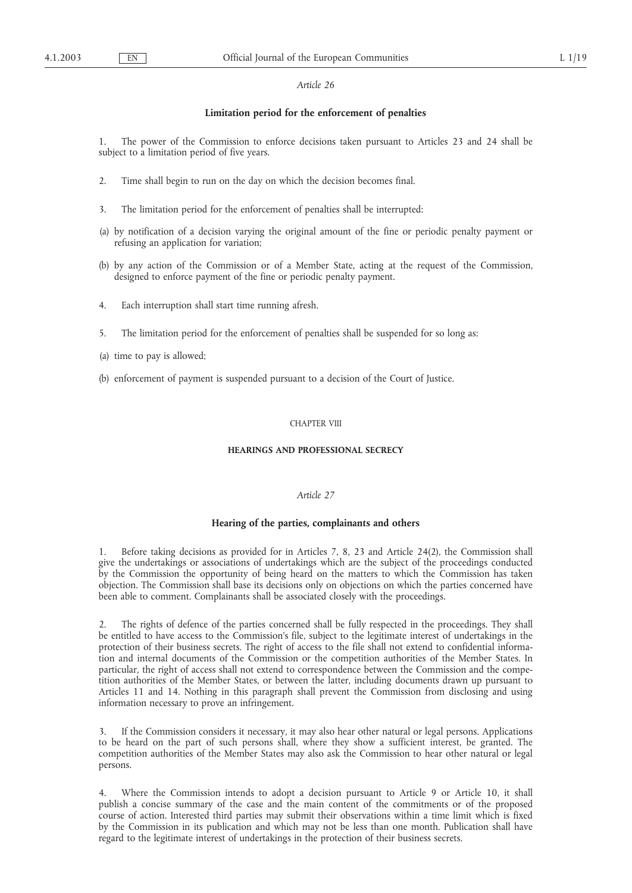*Article 26*

**Limitation period for the enforcement of penalties**

1. The power of the Commission to enforce decisions taken pursuant to Articles 23 and 24 shall be subject to a limitation period of five years.

2. Time shall begin to run on the day on which the decision becomes final.

3. The limitation period for the enforcement of penalties shall be interrupted:

(a) by notification of a decision varying the original amount of the fine or periodic penalty payment or refusing an application for variation;

(b) by any action of the Commission or of a Member State, acting at the request of the Commission, designed to enforce payment of the fine or periodic penalty payment.

4. Each interruption shall start time running afresh.

5. The limitation period for the enforcement of penalties shall be suspended for so long as:

(a) time to pay is allowed;

(b) enforcement of payment is suspended pursuant to a decision of the Court of Justice.

## CHAPTER VIII

## HEARINGS AND PROFESSIONAL SECRECY

*Article 27*

**Hearing of the parties, complainants and others**

1. Before taking decisions as provided for in Articles 7, 8, 23 and Article 24(2), the Commission shall give the undertakings or associations of undertakings which are the subject of the proceedings conducted by the Commission the opportunity of being heard on the matters to which the Commission has taken objection. The Commission shall base its decisions only on objections on which the parties concerned have been able to comment. Complainants shall be associated closely with the proceedings.

2. The rights of defence of the parties concerned shall be fully respected in the proceedings. They shall be entitled to have access to the Commission's file, subject to the legitimate interest of undertakings in the protection of their business secrets. The right of access to the file shall not extend to confidential information and internal documents of the Commission or the competition authorities of the Member States. In particular, the right of access shall not extend to correspondence between the Commission and the competition authorities of the Member States, or between the latter, including documents drawn up pursuant to Articles 11 and 14. Nothing in this paragraph shall prevent the Commission from disclosing and using information necessary to prove an infringement.

3. If the Commission considers it necessary, it may also hear other natural or legal persons. Applications to be heard on the part of such persons shall, where they show a sufficient interest, be granted. The competition authorities of the Member States may also ask the Commission to hear other natural or legal persons.

4. Where the Commission intends to adopt a decision pursuant to Article 9 or Article 10, it shall publish a concise summary of the case and the main content of the commitments or of the proposed course of action. Interested third parties may submit their observations within a time limit which is fixed by the Commission in its publication and which may not be less than one month. Publication shall have regard to the legitimate interest of undertakings in the protection of their business secrets.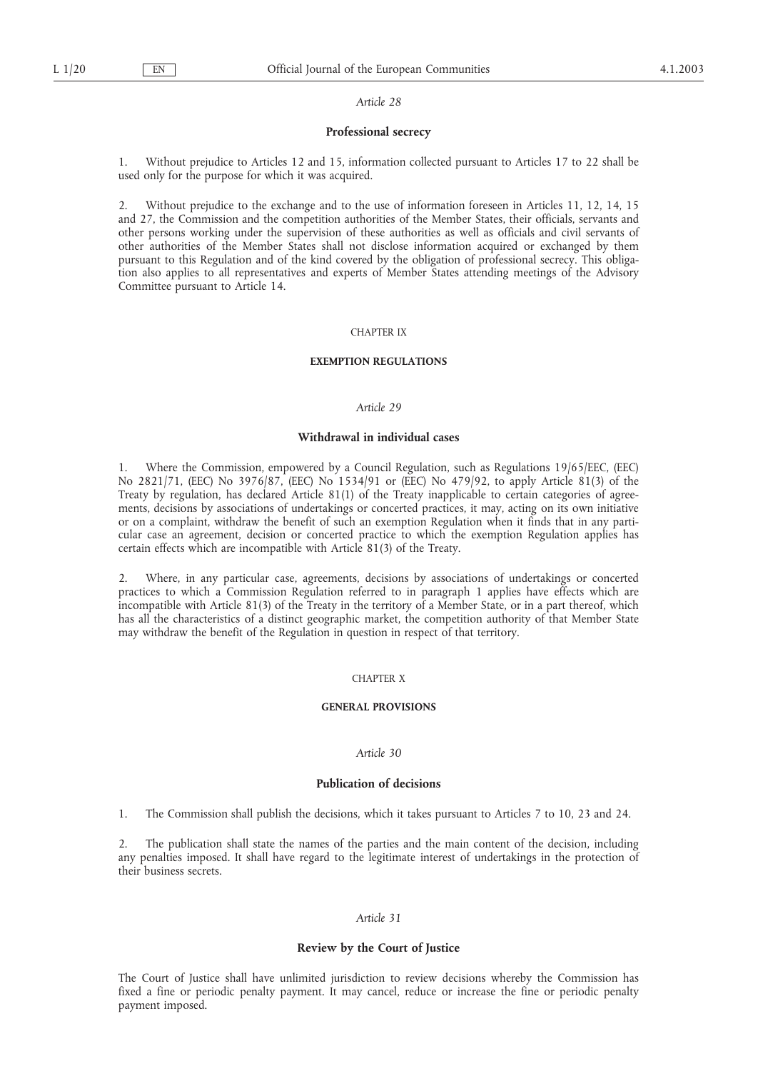*Article 28*

**Professional secrecy**

1. Without prejudice to Articles 12 and 15, information collected pursuant to Articles 17 to 22 shall be used only for the purpose for which it was acquired.

2. Without prejudice to the exchange and to the use of information foreseen in Articles 11, 12, 14, 15 and 27, the Commission and the competition authorities of the Member States, their officials, servants and other persons working under the supervision of these authorities as well as officials and civil servants of other authorities of the Member States shall not disclose information acquired or exchanged by them pursuant to this Regulation and of the kind covered by the obligation of professional secrecy. This obligation also applies to all representatives and experts of Member States attending meetings of the Advisory Committee pursuant to Article 14.

## CHAPTER IX

## EXEMPTION REGULATIONS

*Article 29*

**Withdrawal in individual cases**

1. Where the Commission, empowered by a Council Regulation, such as Regulations 19/65/EEC, (EEC) No 2821/71, (EEC) No 3976/87, (EEC) No 1534/91 or (EEC) No 479/92, to apply Article 81(3) of the Treaty by regulation, has declared Article 81(1) of the Treaty inapplicable to certain categories of agreements, decisions by associations of undertakings or concerted practices, it may, acting on its own initiative or on a complaint, withdraw the benefit of such an exemption Regulation when it finds that in any particular case an agreement, decision or concerted practice to which the exemption Regulation applies has certain effects which are incompatible with Article 81(3) of the Treaty.

2. Where, in any particular case, agreements, decisions by associations of undertakings or concerted practices to which a Commission Regulation referred to in paragraph 1 applies have effects which are incompatible with Article 81(3) of the Treaty in the territory of a Member State, or in a part thereof, which has all the characteristics of a distinct geographic market, the competition authority of that Member State may withdraw the benefit of the Regulation in question in respect of that territory.

## CHAPTER X

## GENERAL PROVISIONS

*Article 30*

**Publication of decisions**

1. The Commission shall publish the decisions, which it takes pursuant to Articles 7 to 10, 23 and 24.

2. The publication shall state the names of the parties and the main content of the decision, including any penalties imposed. It shall have regard to the legitimate interest of undertakings in the protection of their business secrets.

*Article 31*

**Review by the Court of Justice**

The Court of Justice shall have unlimited jurisdiction to review decisions whereby the Commission has fixed a fine or periodic penalty payment. It may cancel, reduce or increase the fine or periodic penalty payment imposed.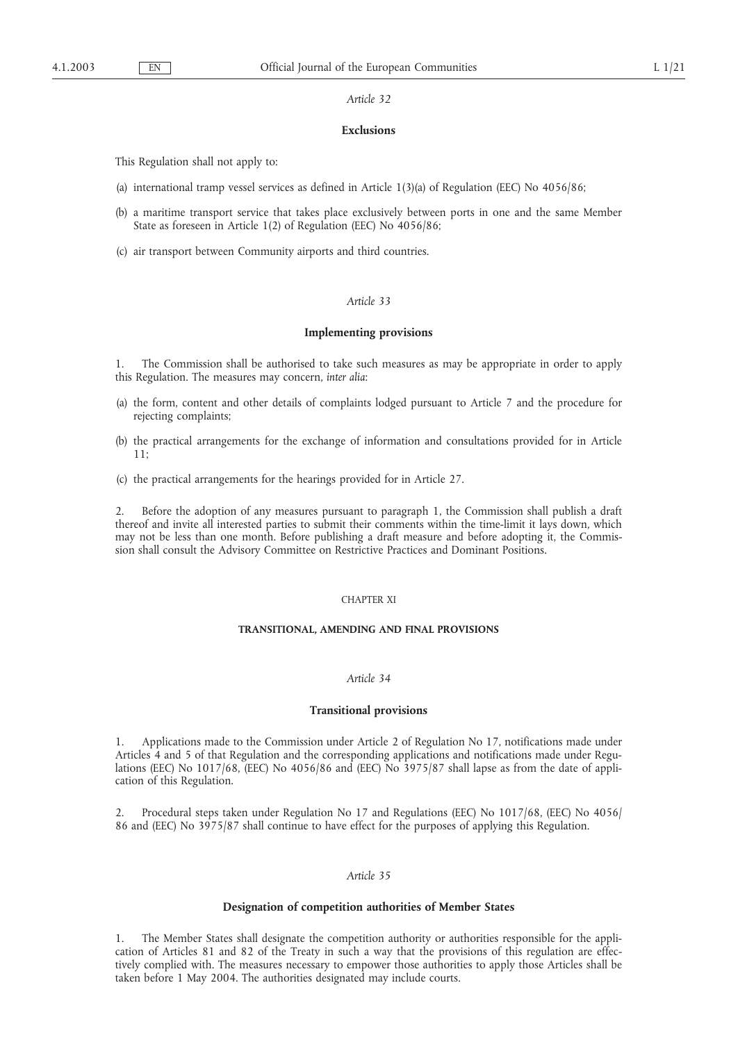*Article 32*

**Exclusions**

This Regulation shall not apply to:

(a) international tramp vessel services as defined in Article 1(3)(a) of Regulation (EEC) No 4056/86;

(b) a maritime transport service that takes place exclusively between ports in one and the same Member State as foreseen in Article 1(2) of Regulation (EEC) No 4056/86;

(c) air transport between Community airports and third countries.

*Article 33*

**Implementing provisions**

1. The Commission shall be authorised to take such measures as may be appropriate in order to apply this Regulation. The measures may concern, *inter alia*:

(a) the form, content and other details of complaints lodged pursuant to Article 7 and the procedure for rejecting complaints;

(b) the practical arrangements for the exchange of information and consultations provided for in Article 11;

(c) the practical arrangements for the hearings provided for in Article 27.

2. Before the adoption of any measures pursuant to paragraph 1, the Commission shall publish a draft thereof and invite all interested parties to submit their comments within the time-limit it lays down, which may not be less than one month. Before publishing a draft measure and before adopting it, the Commission shall consult the Advisory Committee on Restrictive Practices and Dominant Positions.

CHAPTER XI

**TRANSITIONAL, AMENDING AND FINAL PROVISIONS**

*Article 34*

**Transitional provisions**

1. Applications made to the Commission under Article 2 of Regulation No 17, notifications made under Articles 4 and 5 of that Regulation and the corresponding applications and notifications made under Regulations (EEC) No 1017/68, (EEC) No 4056/86 and (EEC) No 3975/87 shall lapse as from the date of application of this Regulation.

2. Procedural steps taken under Regulation No 17 and Regulations (EEC) No 1017/68, (EEC) No 4056/86 and (EEC) No 3975/87 shall continue to have effect for the purposes of applying this Regulation.

*Article 35*

**Designation of competition authorities of Member States**

1. The Member States shall designate the competition authority or authorities responsible for the application of Articles 81 and 82 of the Treaty in such a way that the provisions of this regulation are effectively complied with. The measures necessary to empower those authorities to apply those Articles shall be taken before 1 May 2004. The authorities designated may include courts.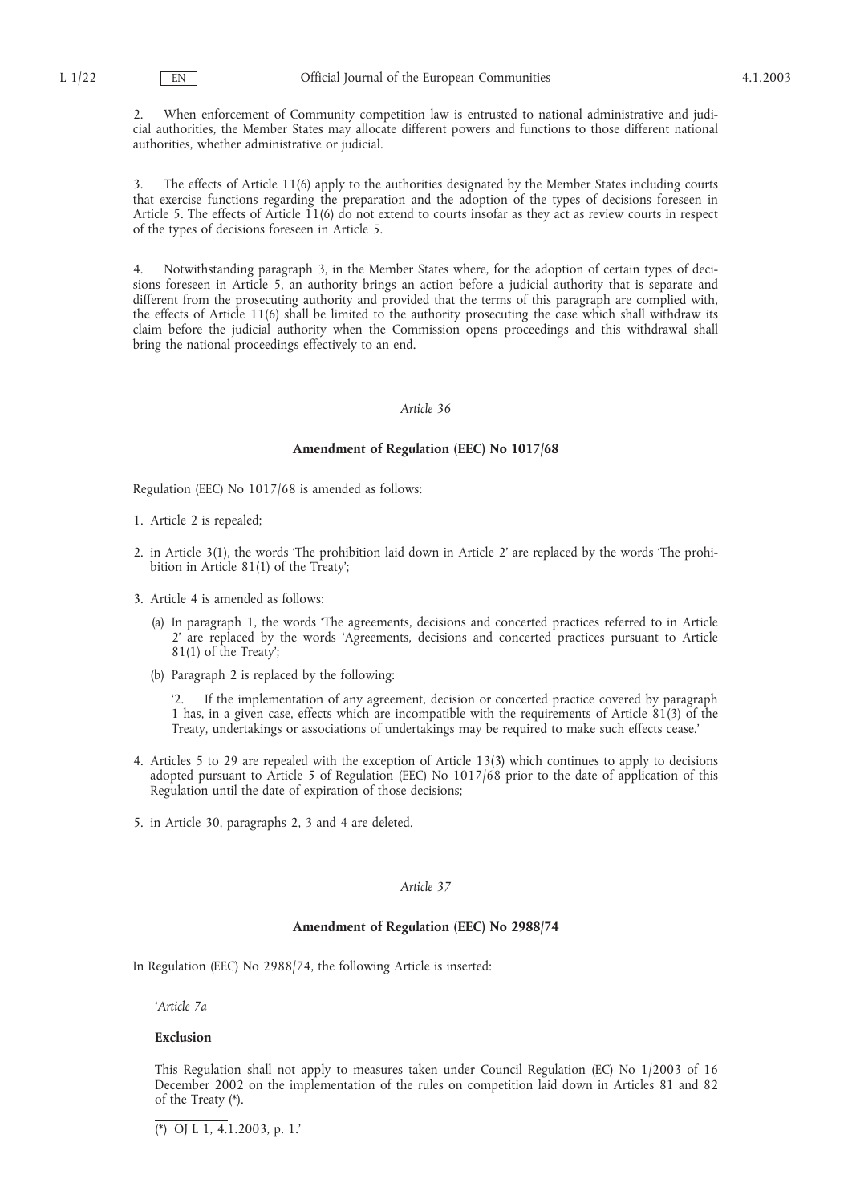2. When enforcement of Community competition law is entrusted to national administrative and judicial authorities, the Member States may allocate different powers and functions to those different national authorities, whether administrative or judicial.

3. The effects of Article 11(6) apply to the authorities designated by the Member States including courts that exercise functions regarding the preparation and the adoption of the types of decisions foreseen in Article 5. The effects of Article 11(6) do not extend to courts insofar as they act as review courts in respect of the types of decisions foreseen in Article 5.

4. Notwithstanding paragraph 3, in the Member States where, for the adoption of certain types of decisions foreseen in Article 5, an authority brings an action before a judicial authority that is separate and different from the prosecuting authority and provided that the terms of this paragraph are complied with, the effects of Article 11(6) shall be limited to the authority prosecuting the case which shall withdraw its claim before the judicial authority when the Commission opens proceedings and this withdrawal shall bring the national proceedings effectively to an end.

*Article 36*

**Amendment of Regulation (EEC) No 1017/68**

Regulation (EEC) No 1017/68 is amended as follows:

1. Article 2 is repealed;

2. in Article 3(1), the words 'The prohibition laid down in Article 2' are replaced by the words 'The prohibition in Article 81(1) of the Treaty';

3. Article 4 is amended as follows:

   (a) In paragraph 1, the words 'The agreements, decisions and concerted practices referred to in Article 2' are replaced by the words 'Agreements, decisions and concerted practices pursuant to Article 81(1) of the Treaty';

   (b) Paragraph 2 is replaced by the following:

   '2. If the implementation of any agreement, decision or concerted practice covered by paragraph 1 has, in a given case, effects which are incompatible with the requirements of Article 81(3) of the Treaty, undertakings or associations of undertakings may be required to make such effects cease.'

4. Articles 5 to 29 are repealed with the exception of Article 13(3) which continues to apply to decisions adopted pursuant to Article 5 of Regulation (EEC) No 1017/68 prior to the date of application of this Regulation until the date of expiration of those decisions;

5. in Article 30, paragraphs 2, 3 and 4 are deleted.

*Article 37*

**Amendment of Regulation (EEC) No 2988/74**

In Regulation (EEC) No 2988/74, the following Article is inserted:

'*Article 7a*

**Exclusion**

This Regulation shall not apply to measures taken under Council Regulation (EC) No 1/2003 of 16 December 2002 on the implementation of the rules on competition laid down in Articles 81 and 82 of the Treaty (*).

(*) OJ L 1, 4.1.2003, p. 1.'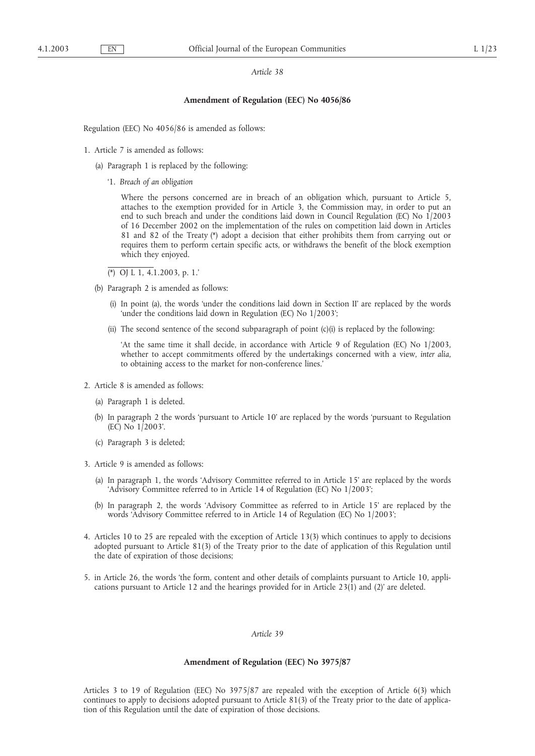*Article 38*

**Amendment of Regulation (EEC) No 4056/86**

Regulation (EEC) No 4056/86 is amended as follows:

1. Article 7 is amended as follows:

   (a) Paragraph 1 is replaced by the following:

   '1. *Breach of an obligation*

   Where the persons concerned are in breach of an obligation which, pursuant to Article 5, attaches to the exemption provided for in Article 3, the Commission may, in order to put an end to such breach and under the conditions laid down in Council Regulation (EC) No 1/2003 of 16 December 2002 on the implementation of the rules on competition laid down in Articles 81 and 82 of the Treaty (\*) adopt a decision that either prohibits them from carrying out or requires them to perform certain specific acts, or withdraws the benefit of the block exemption which they enjoyed.

   (\*) OJ L 1, 4.1.2003, p. 1.'

   (b) Paragraph 2 is amended as follows:

   (i) In point (a), the words 'under the conditions laid down in Section II' are replaced by the words 'under the conditions laid down in Regulation (EC) No 1/2003';

   (ii) The second sentence of the second subparagraph of point (c)(i) is replaced by the following:

   'At the same time it shall decide, in accordance with Article 9 of Regulation (EC) No 1/2003, whether to accept commitments offered by the undertakings concerned with a view, *inter alia*, to obtaining access to the market for non-conference lines.'

2. Article 8 is amended as follows:

   (a) Paragraph 1 is deleted.

   (b) In paragraph 2 the words 'pursuant to Article 10' are replaced by the words 'pursuant to Regulation (EC) No 1/2003'.

   (c) Paragraph 3 is deleted;

3. Article 9 is amended as follows:

   (a) In paragraph 1, the words 'Advisory Committee referred to in Article 15' are replaced by the words 'Advisory Committee referred to in Article 14 of Regulation (EC) No 1/2003';

   (b) In paragraph 2, the words 'Advisory Committee as referred to in Article 15' are replaced by the words 'Advisory Committee referred to in Article 14 of Regulation (EC) No 1/2003';

4. Articles 10 to 25 are repealed with the exception of Article 13(3) which continues to apply to decisions adopted pursuant to Article 81(3) of the Treaty prior to the date of application of this Regulation until the date of expiration of those decisions;

5. in Article 26, the words 'the form, content and other details of complaints pursuant to Article 10, applications pursuant to Article 12 and the hearings provided for in Article 23(1) and (2)' are deleted.

*Article 39*

**Amendment of Regulation (EEC) No 3975/87**

Articles 3 to 19 of Regulation (EEC) No 3975/87 are repealed with the exception of Article 6(3) which continues to apply to decisions adopted pursuant to Article 81(3) of the Treaty prior to the date of application of this Regulation until the date of expiration of those decisions.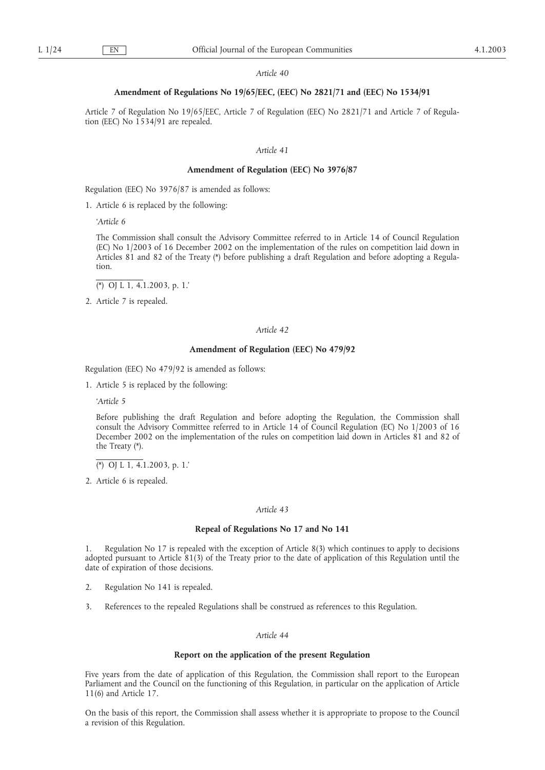*Article 40*

**Amendment of Regulations No 19/65/EEC, (EEC) No 2821/71 and (EEC) No 1534/91**

Article 7 of Regulation No 19/65/EEC, Article 7 of Regulation (EEC) No 2821/71 and Article 7 of Regulation (EEC) No 1534/91 are repealed.

*Article 41*

**Amendment of Regulation (EEC) No 3976/87**

Regulation (EEC) No 3976/87 is amended as follows:

1. Article 6 is replaced by the following:

   '*Article 6*

   The Commission shall consult the Advisory Committee referred to in Article 14 of Council Regulation (EC) No 1/2003 of 16 December 2002 on the implementation of the rules on competition laid down in Articles 81 and 82 of the Treaty (*) before publishing a draft Regulation and before adopting a Regulation.

   (*) OJ L 1, 4.1.2003, p. 1.'

2. Article 7 is repealed.

*Article 42*

**Amendment of Regulation (EEC) No 479/92**

Regulation (EEC) No 479/92 is amended as follows:

1. Article 5 is replaced by the following:

   '*Article 5*

   Before publishing the draft Regulation and before adopting the Regulation, the Commission shall consult the Advisory Committee referred to in Article 14 of Council Regulation (EC) No 1/2003 of 16 December 2002 on the implementation of the rules on competition laid down in Articles 81 and 82 of the Treaty (*).

   (*) OJ L 1, 4.1.2003, p. 1.'

2. Article 6 is repealed.

*Article 43*

**Repeal of Regulations No 17 and No 141**

1. Regulation No 17 is repealed with the exception of Article 8(3) which continues to apply to decisions adopted pursuant to Article 81(3) of the Treaty prior to the date of application of this Regulation until the date of expiration of those decisions.

2. Regulation No 141 is repealed.

3. References to the repealed Regulations shall be construed as references to this Regulation.

*Article 44*

**Report on the application of the present Regulation**

Five years from the date of application of this Regulation, the Commission shall report to the European Parliament and the Council on the functioning of this Regulation, in particular on the application of Article 11(6) and Article 17.

On the basis of this report, the Commission shall assess whether it is appropriate to propose to the Council a revision of this Regulation.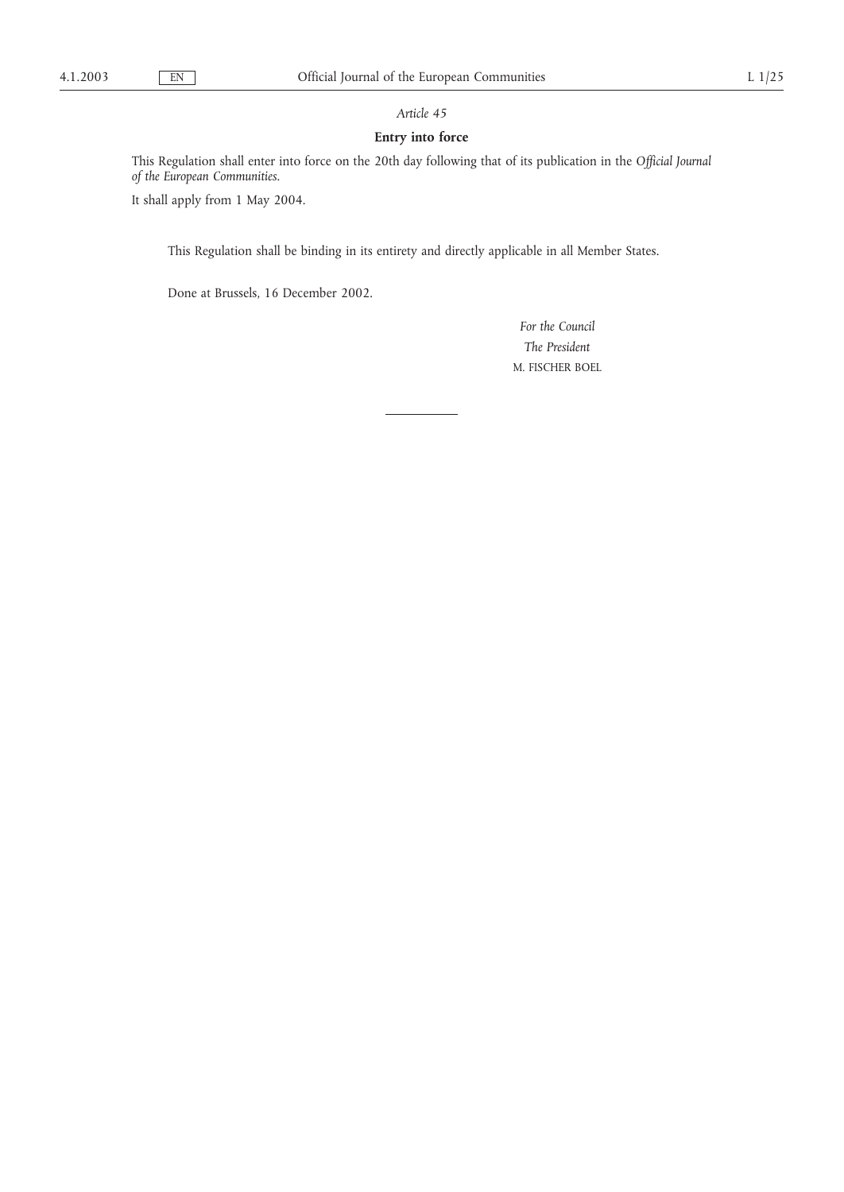*Article 45*

**Entry into force**

This Regulation shall enter into force on the 20th day following that of its publication in the *Official Journal of the European Communities*.

It shall apply from 1 May 2004.

This Regulation shall be binding in its entirety and directly applicable in all Member States.

Done at Brussels, 16 December 2002.

*For the Council*

*The President*

M. FISCHER BOEL